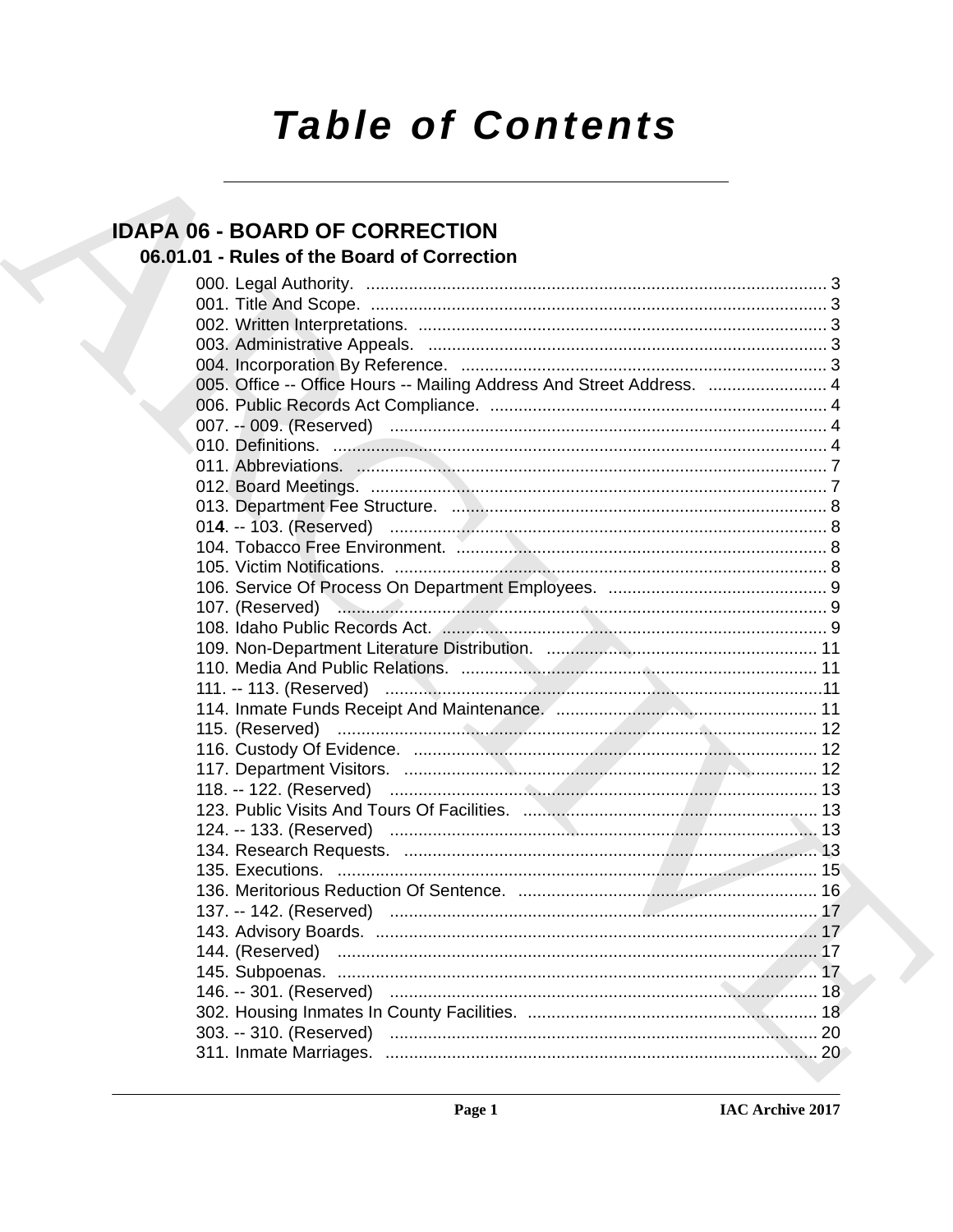# Table of Contents

## IDAPA 06 - BOARD OF CORRECTION

### 06.01.01 - Rules of the Board of Correction

000. Legal Authority. ........ 3
001. Title And Scope. ........ 3
002. Written Interpretations. ........ 3
003. Administrative Appeals. ........ 3
004. Incorporation By Reference. ........ 3
005. Office -- Office Hours -- Mailing Address And Street Address. ........ 4
006. Public Records Act Compliance. ........ 4
007. -- 009. (Reserved) ........ 4
010. Definitions. ........ 4
011. Abbreviations. ........ 7
012. Board Meetings. ........ 7
013. Department Fee Structure. ........ 8
014. -- 103. (Reserved) ........ 8
104. Tobacco Free Environment. ........ 8
105. Victim Notifications. ........ 8
106. Service Of Process On Department Employees. ........ 9
107. (Reserved) ........ 9
108. Idaho Public Records Act. ........ 9
109. Non-Department Literature Distribution. ........ 11
110. Media And Public Relations. ........ 11
111. -- 113. (Reserved) ........ 11
114. Inmate Funds Receipt And Maintenance. ........ 11
115. (Reserved) ........ 12
116. Custody Of Evidence. ........ 12
117. Department Visitors. ........ 12
118. -- 122. (Reserved) ........ 13
123. Public Visits And Tours Of Facilities. ........ 13
124. -- 133. (Reserved) ........ 13
134. Research Requests. ........ 13
135. Executions. ........ 15
136. Meritorious Reduction Of Sentence. ........ 16
137. -- 142. (Reserved) ........ 17
143. Advisory Boards. ........ 17
144. (Reserved) ........ 17
145. Subpoenas. ........ 17
146. -- 301. (Reserved) ........ 18
302. Housing Inmates In County Facilities. ........ 18
303. -- 310. (Reserved) ........ 20
311. Inmate Marriages. ........ 20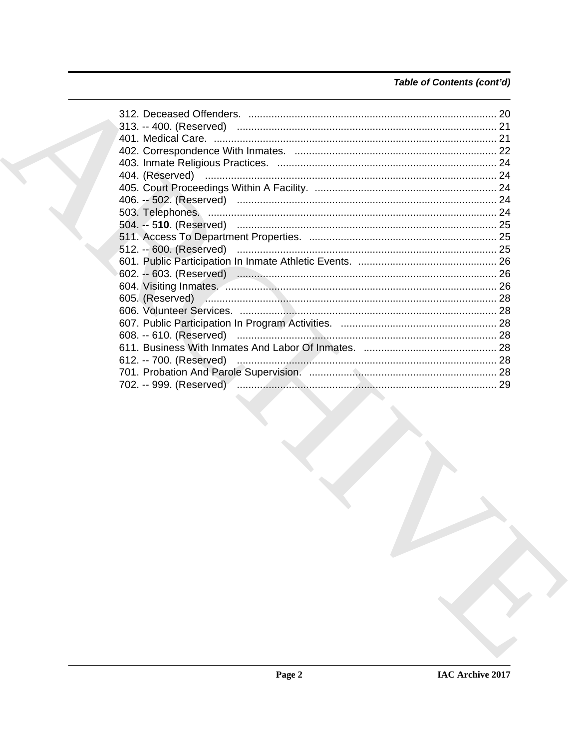*Table of Contents (cont'd)*

312. Deceased Offenders. ........................................................................................ 20
313. -- 400. (Reserved) ............................................................................................ 21
401. Medical Care. .................................................................................................. 21
402. Correspondence With Inmates. ....................................................................... 22
403. Inmate Religious Practices. ............................................................................. 24
404. (Reserved) ...................................................................................................... 24
405. Court Proceedings Within A Facility. ............................................................... 24
406. -- 502. (Reserved) ........................................................................................... 24
503. Telephones. ..................................................................................................... 24
504. -- 5**10**. (Reserved) ........................................................................................... 25
511. Access To Department Properties. .................................................................. 25
512. -- 600. (Reserved) ........................................................................................... 25
601. Public Participation In Inmate Athletic Events. ................................................. 26
602. -- 603. (Reserved) ........................................................................................... 26
604. Visiting Inmates. .............................................................................................. 26
605. (Reserved) ...................................................................................................... 28
606. Volunteer Services. .......................................................................................... 28
607. Public Participation In Program Activities. ....................................................... 28
608. -- 610. (Reserved) ........................................................................................... 28
611. Business With Inmates And Labor Of Inmates. ............................................... 28
612. -- 700. (Reserved) ........................................................................................... 28
701. Probation And Parole Supervision. .................................................................. 28
702. -- 999. (Reserved) ........................................................................................... 29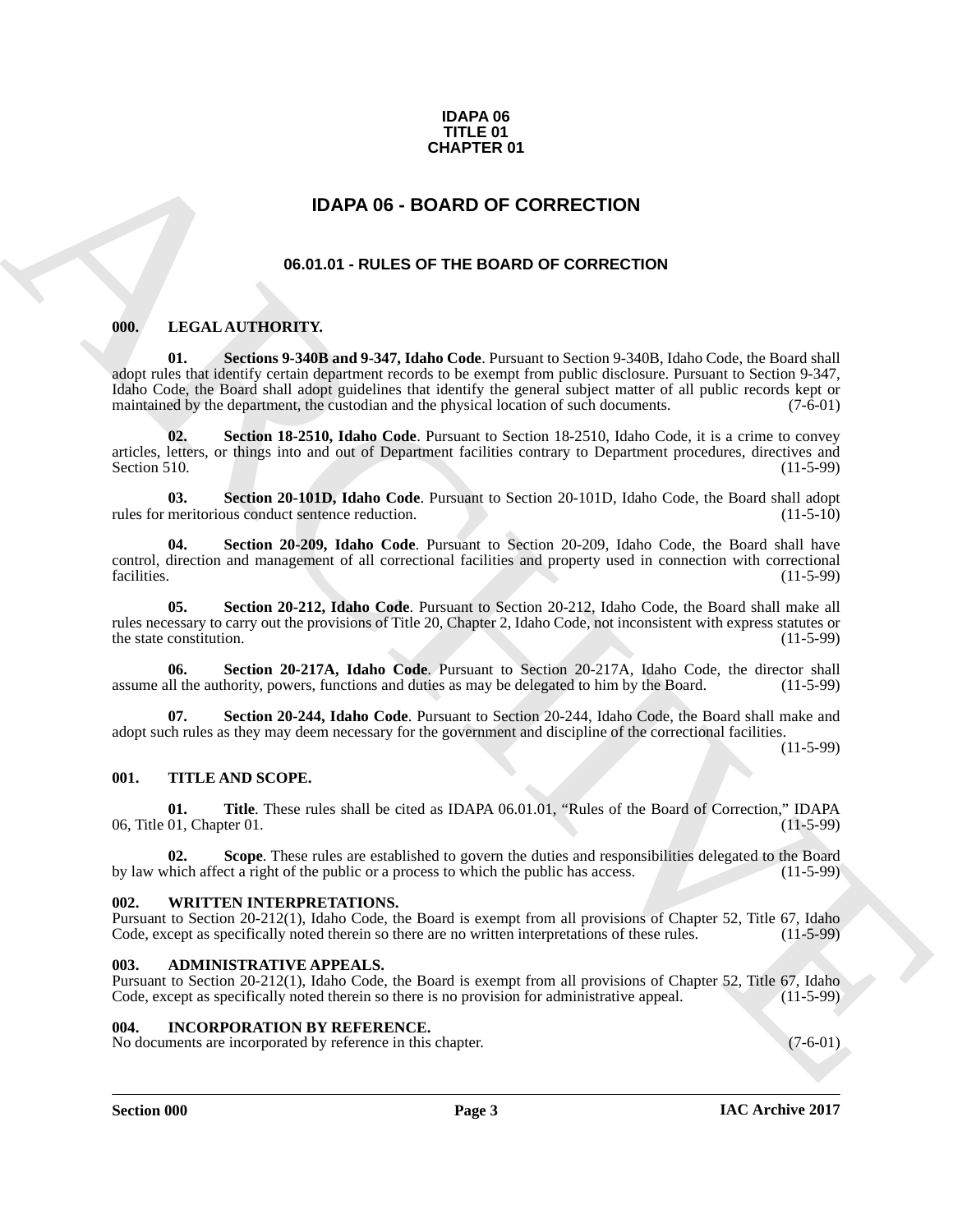**IDAPA 06**
**TITLE 01**
**CHAPTER 01**

# IDAPA 06 - BOARD OF CORRECTION

## 06.01.01 - RULES OF THE BOARD OF CORRECTION

### 000. LEGAL AUTHORITY.

**01. Sections 9-340B and 9-347, Idaho Code**. Pursuant to Section 9-340B, Idaho Code, the Board shall adopt rules that identify certain department records to be exempt from public disclosure. Pursuant to Section 9-347, Idaho Code, the Board shall adopt guidelines that identify the general subject matter of all public records kept or maintained by the department, the custodian and the physical location of such documents. (7-6-01)

**02. Section 18-2510, Idaho Code**. Pursuant to Section 18-2510, Idaho Code, it is a crime to convey articles, letters, or things into and out of Department facilities contrary to Department procedures, directives and Section 510. (11-5-99)

**03. Section 20-101D, Idaho Code**. Pursuant to Section 20-101D, Idaho Code, the Board shall adopt rules for meritorious conduct sentence reduction. (11-5-10)

**04. Section 20-209, Idaho Code**. Pursuant to Section 20-209, Idaho Code, the Board shall have control, direction and management of all correctional facilities and property used in connection with correctional facilities. (11-5-99)

**05. Section 20-212, Idaho Code**. Pursuant to Section 20-212, Idaho Code, the Board shall make all rules necessary to carry out the provisions of Title 20, Chapter 2, Idaho Code, not inconsistent with express statutes or the state constitution. (11-5-99)

**06. Section 20-217A, Idaho Code**. Pursuant to Section 20-217A, Idaho Code, the director shall assume all the authority, powers, functions and duties as may be delegated to him by the Board. (11-5-99)

**07. Section 20-244, Idaho Code**. Pursuant to Section 20-244, Idaho Code, the Board shall make and adopt such rules as they may deem necessary for the government and discipline of the correctional facilities. (11-5-99)

### 001. TITLE AND SCOPE.

**01. Title**. These rules shall be cited as IDAPA 06.01.01, "Rules of the Board of Correction," IDAPA 06, Title 01, Chapter 01. (11-5-99)

**02. Scope**. These rules are established to govern the duties and responsibilities delegated to the Board by law which affect a right of the public or a process to which the public has access. (11-5-99)

### 002. WRITTEN INTERPRETATIONS.

Pursuant to Section 20-212(1), Idaho Code, the Board is exempt from all provisions of Chapter 52, Title 67, Idaho Code, except as specifically noted therein so there are no written interpretations of these rules. (11-5-99)

### 003. ADMINISTRATIVE APPEALS.

Pursuant to Section 20-212(1), Idaho Code, the Board is exempt from all provisions of Chapter 52, Title 67, Idaho Code, except as specifically noted therein so there is no provision for administrative appeal. (11-5-99)

### 004. INCORPORATION BY REFERENCE.

No documents are incorporated by reference in this chapter. (7-6-01)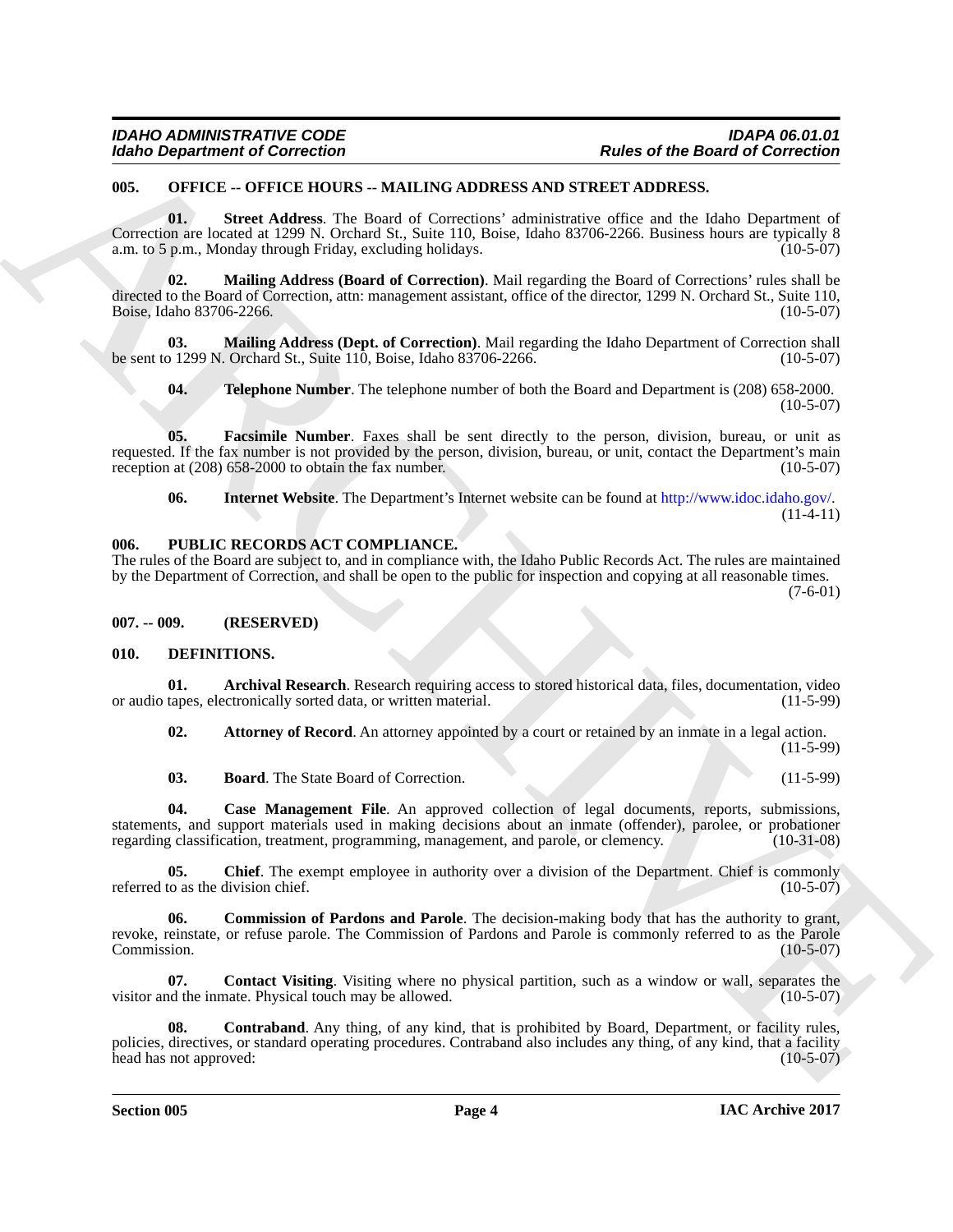### 005. OFFICE -- OFFICE HOURS -- MAILING ADDRESS AND STREET ADDRESS.

**01. Street Address**. The Board of Corrections' administrative office and the Idaho Department of Correction are located at 1299 N. Orchard St., Suite 110, Boise, Idaho 83706-2266. Business hours are typically 8 a.m. to 5 p.m., Monday through Friday, excluding holidays. (10-5-07)

**02. Mailing Address (Board of Correction)**. Mail regarding the Board of Corrections' rules shall be directed to the Board of Correction, attn: management assistant, office of the director, 1299 N. Orchard St., Suite 110, Boise, Idaho 83706-2266. (10-5-07)

**03. Mailing Address (Dept. of Correction)**. Mail regarding the Idaho Department of Correction shall be sent to 1299 N. Orchard St., Suite 110, Boise, Idaho 83706-2266. (10-5-07)

**04. Telephone Number**. The telephone number of both the Board and Department is (208) 658-2000. (10-5-07)

**05. Facsimile Number**. Faxes shall be sent directly to the person, division, bureau, or unit as requested. If the fax number is not provided by the person, division, bureau, or unit, contact the Department's main reception at (208) 658-2000 to obtain the fax number. (10-5-07)

**06. Internet Website**. The Department's Internet website can be found at http://www.idoc.idaho.gov/. (11-4-11)

### 006. PUBLIC RECORDS ACT COMPLIANCE.

The rules of the Board are subject to, and in compliance with, the Idaho Public Records Act. The rules are maintained by the Department of Correction, and shall be open to the public for inspection and copying at all reasonable times. (7-6-01)

### 007. -- 009. (RESERVED)

### 010. DEFINITIONS.

**01. Archival Research**. Research requiring access to stored historical data, files, documentation, video or audio tapes, electronically sorted data, or written material. (11-5-99)

**02. Attorney of Record**. An attorney appointed by a court or retained by an inmate in a legal action. (11-5-99)

**03. Board**. The State Board of Correction. (11-5-99)

**04. Case Management File**. An approved collection of legal documents, reports, submissions, statements, and support materials used in making decisions about an inmate (offender), parolee, or probationer regarding classification, treatment, programming, management, and parole, or clemency. (10-31-08)

**05. Chief**. The exempt employee in authority over a division of the Department. Chief is commonly referred to as the division chief. (10-5-07)

**06. Commission of Pardons and Parole**. The decision-making body that has the authority to grant, revoke, reinstate, or refuse parole. The Commission of Pardons and Parole is commonly referred to as the Parole Commission. (10-5-07)

**07. Contact Visiting**. Visiting where no physical partition, such as a window or wall, separates the visitor and the inmate. Physical touch may be allowed. (10-5-07)

**08. Contraband**. Any thing, of any kind, that is prohibited by Board, Department, or facility rules, policies, directives, or standard operating procedures. Contraband also includes any thing, of any kind, that a facility head has not approved: (10-5-07)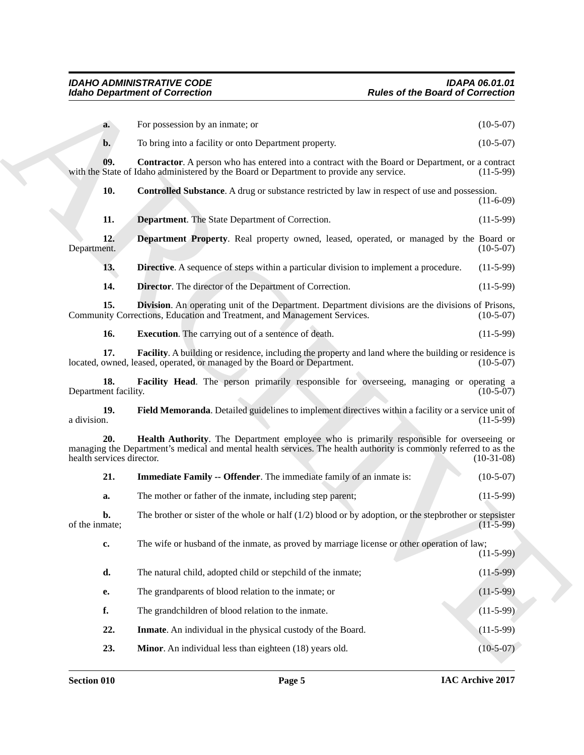**a.** For possession by an inmate; or (10-5-07)

**b.** To bring into a facility or onto Department property. (10-5-07)

**09. Contractor**. A person who has entered into a contract with the Board or Department, or a contract with the State of Idaho administered by the Board or Department to provide any service. (11-5-99)

**10. Controlled Substance**. A drug or substance restricted by law in respect of use and possession. (11-6-09)

**11. Department**. The State Department of Correction. (11-5-99)

**12. Department Property**. Real property owned, leased, operated, or managed by the Board or Department. (10-5-07)

**13. Directive**. A sequence of steps within a particular division to implement a procedure. (11-5-99)

**14. Director**. The director of the Department of Correction. (11-5-99)

**15. Division**. An operating unit of the Department. Department divisions are the divisions of Prisons, Community Corrections, Education and Treatment, and Management Services. (10-5-07)

**16. Execution**. The carrying out of a sentence of death. (11-5-99)

**17. Facility**. A building or residence, including the property and land where the building or residence is located, owned, leased, operated, or managed by the Board or Department. (10-5-07)

**18. Facility Head**. The person primarily responsible for overseeing, managing or operating a Department facility. (10-5-07)

**19. Field Memoranda**. Detailed guidelines to implement directives within a facility or a service unit of a division. (11-5-99)

**20. Health Authority**. The Department employee who is primarily responsible for overseeing or managing the Department's medical and mental health services. The health authority is commonly referred to as the health services director. (10-31-08)

**21. Immediate Family -- Offender**. The immediate family of an inmate is: (10-5-07)

**a.** The mother or father of the inmate, including step parent; (11-5-99)

**b.** The brother or sister of the whole or half (1/2) blood or by adoption, or the stepbrother or stepsister of the inmate; (11-5-99)

**c.** The wife or husband of the inmate, as proved by marriage license or other operation of law; (11-5-99)

**d.** The natural child, adopted child or stepchild of the inmate; (11-5-99)

**e.** The grandparents of blood relation to the inmate; or (11-5-99)

**f.** The grandchildren of blood relation to the inmate. (11-5-99)

**22. Inmate**. An individual in the physical custody of the Board. (11-5-99)

**23. Minor**. An individual less than eighteen (18) years old. (10-5-07)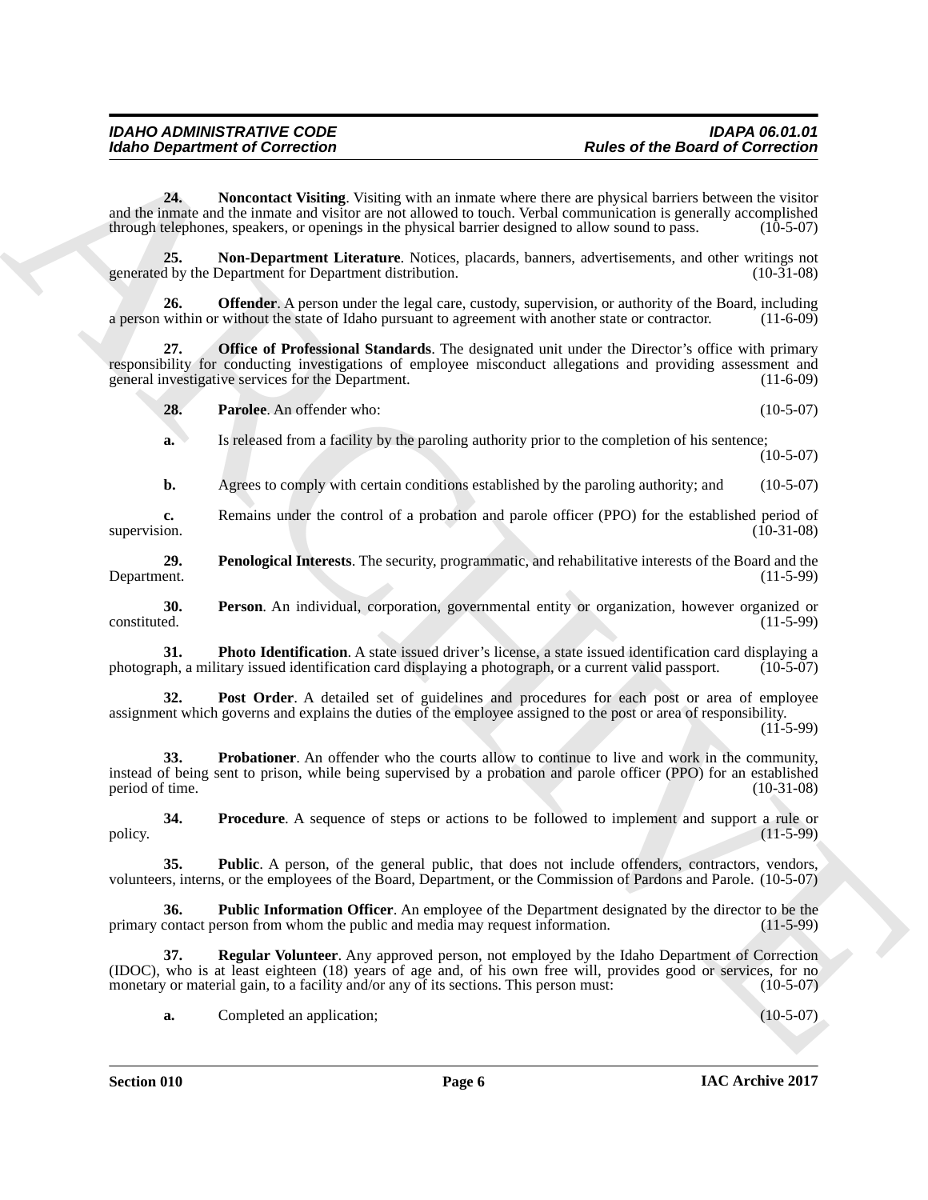**24. Noncontact Visiting**. Visiting with an inmate where there are physical barriers between the visitor and the inmate and the inmate and visitor are not allowed to touch. Verbal communication is generally accomplished through telephones, speakers, or openings in the physical barrier designed to allow sound to pass. (10-5-07)

**25. Non-Department Literature**. Notices, placards, banners, advertisements, and other writings not generated by the Department for Department distribution. (10-31-08)

**26. Offender**. A person under the legal care, custody, supervision, or authority of the Board, including a person within or without the state of Idaho pursuant to agreement with another state or contractor. (11-6-09)

**27. Office of Professional Standards**. The designated unit under the Director's office with primary responsibility for conducting investigations of employee misconduct allegations and providing assessment and general investigative services for the Department. (11-6-09)

**28. Parolee**. An offender who: (10-5-07)

**a.** Is released from a facility by the paroling authority prior to the completion of his sentence; (10-5-07)

**b.** Agrees to comply with certain conditions established by the paroling authority; and (10-5-07)

**c.** Remains under the control of a probation and parole officer (PPO) for the established period of supervision. (10-31-08)

**29. Penological Interests**. The security, programmatic, and rehabilitative interests of the Board and the Department. (11-5-99)

**30. Person**. An individual, corporation, governmental entity or organization, however organized or constituted. (11-5-99)

**31. Photo Identification**. A state issued driver's license, a state issued identification card displaying a photograph, a military issued identification card displaying a photograph, or a current valid passport. (10-5-07)

**32. Post Order**. A detailed set of guidelines and procedures for each post or area of employee assignment which governs and explains the duties of the employee assigned to the post or area of responsibility. (11-5-99)

**33. Probationer**. An offender who the courts allow to continue to live and work in the community, instead of being sent to prison, while being supervised by a probation and parole officer (PPO) for an established period of time. (10-31-08)

**34. Procedure**. A sequence of steps or actions to be followed to implement and support a rule or policy. (11-5-99)

**35. Public**. A person, of the general public, that does not include offenders, contractors, vendors, volunteers, interns, or the employees of the Board, Department, or the Commission of Pardons and Parole. (10-5-07)

**36. Public Information Officer**. An employee of the Department designated by the director to be the primary contact person from whom the public and media may request information. (11-5-99)

**37. Regular Volunteer**. Any approved person, not employed by the Idaho Department of Correction (IDOC), who is at least eighteen (18) years of age and, of his own free will, provides good or services, for no monetary or material gain, to a facility and/or any of its sections. This person must: (10-5-07)

**a.** Completed an application; (10-5-07)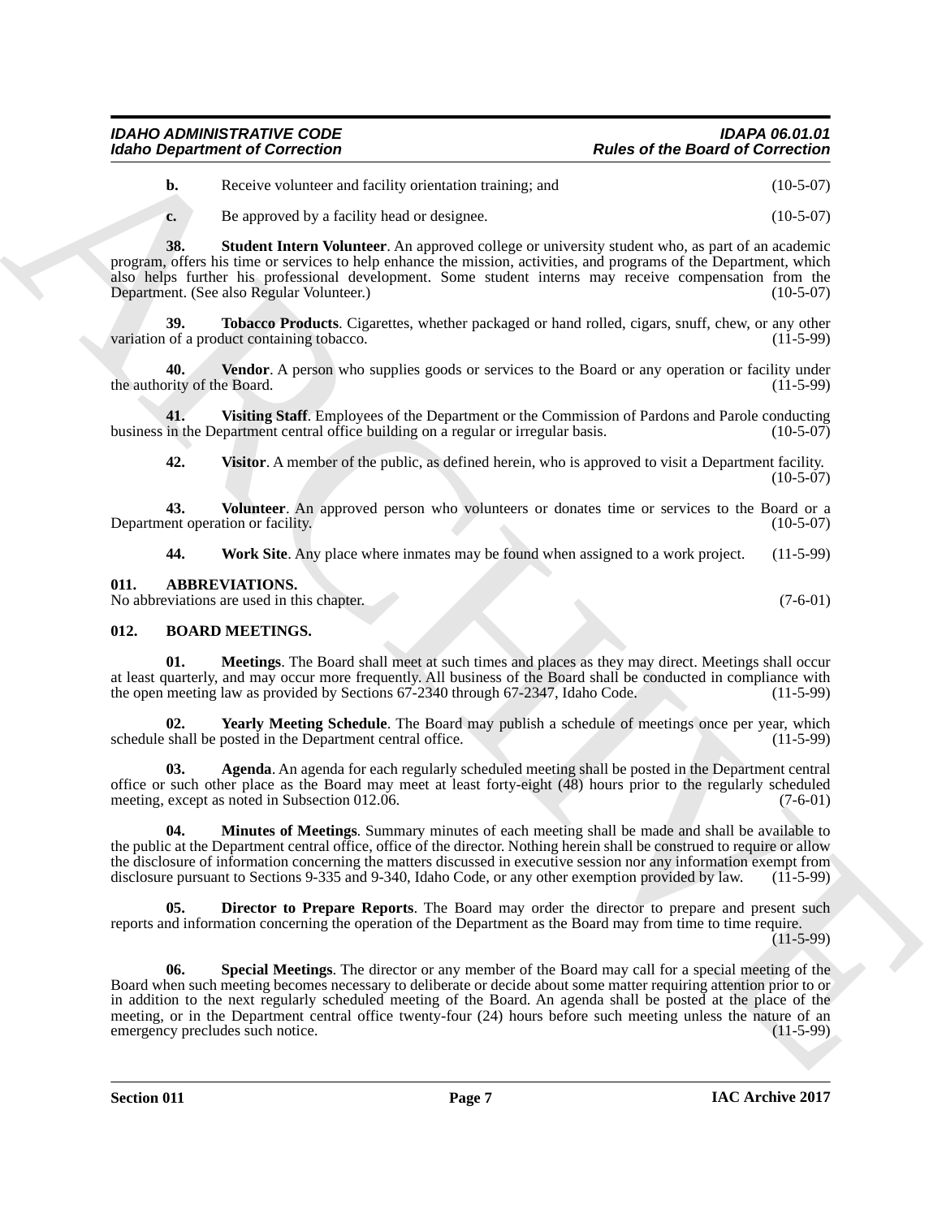**b.** Receive volunteer and facility orientation training; and (10-5-07)

**c.** Be approved by a facility head or designee. (10-5-07)

**38. Student Intern Volunteer**. An approved college or university student who, as part of an academic program, offers his time or services to help enhance the mission, activities, and programs of the Department, which also helps further his professional development. Some student interns may receive compensation from the Department. (See also Regular Volunteer.) (10-5-07)

**39. Tobacco Products**. Cigarettes, whether packaged or hand rolled, cigars, snuff, chew, or any other variation of a product containing tobacco. (11-5-99)

**40. Vendor**. A person who supplies goods or services to the Board or any operation or facility under the authority of the Board. (11-5-99)

**41. Visiting Staff**. Employees of the Department or the Commission of Pardons and Parole conducting business in the Department central office building on a regular or irregular basis. (10-5-07)

**42. Visitor**. A member of the public, as defined herein, who is approved to visit a Department facility. (10-5-07)

**43. Volunteer**. An approved person who volunteers or donates time or services to the Board or a Department operation or facility. (10-5-07)

**44. Work Site**. Any place where inmates may be found when assigned to a work project. (11-5-99)

## 011. ABBREVIATIONS.

No abbreviations are used in this chapter. (7-6-01)

## 012. BOARD MEETINGS.

**01. Meetings**. The Board shall meet at such times and places as they may direct. Meetings shall occur at least quarterly, and may occur more frequently. All business of the Board shall be conducted in compliance with the open meeting law as provided by Sections 67-2340 through 67-2347, Idaho Code. (11-5-99)

**02. Yearly Meeting Schedule**. The Board may publish a schedule of meetings once per year, which schedule shall be posted in the Department central office. (11-5-99)

**03. Agenda**. An agenda for each regularly scheduled meeting shall be posted in the Department central office or such other place as the Board may meet at least forty-eight (48) hours prior to the regularly scheduled meeting, except as noted in Subsection 012.06. (7-6-01)

**04. Minutes of Meetings**. Summary minutes of each meeting shall be made and shall be available to the public at the Department central office, office of the director. Nothing herein shall be construed to require or allow the disclosure of information concerning the matters discussed in executive session nor any information exempt from disclosure pursuant to Sections 9-335 and 9-340, Idaho Code, or any other exemption provided by law. (11-5-99)

**05. Director to Prepare Reports**. The Board may order the director to prepare and present such reports and information concerning the operation of the Department as the Board may from time to time require. (11-5-99)

**06. Special Meetings**. The director or any member of the Board may call for a special meeting of the Board when such meeting becomes necessary to deliberate or decide about some matter requiring attention prior to or in addition to the next regularly scheduled meeting of the Board. An agenda shall be posted at the place of the meeting, or in the Department central office twenty-four (24) hours before such meeting unless the nature of an emergency precludes such notice. (11-5-99)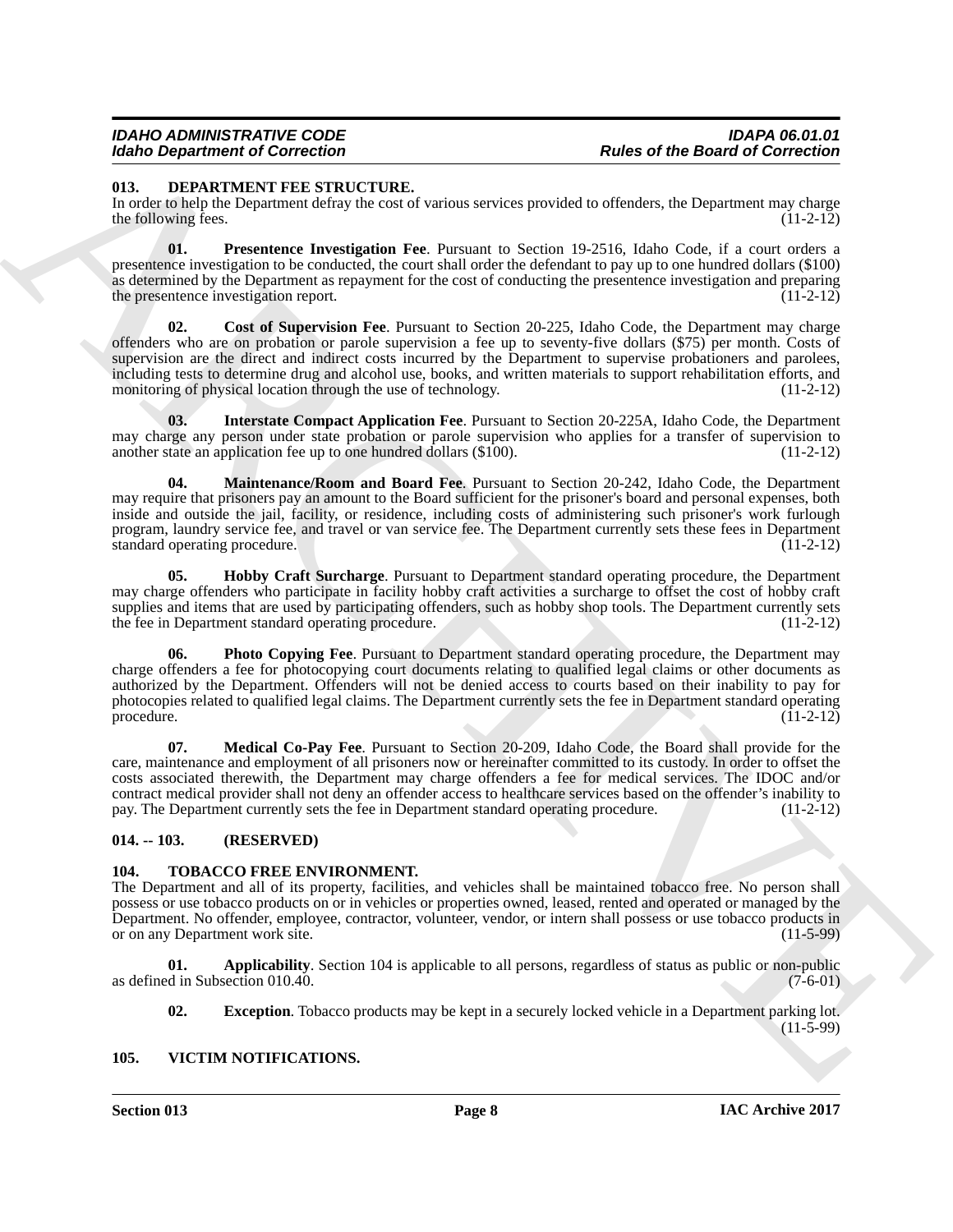## 013. DEPARTMENT FEE STRUCTURE.

In order to help the Department defray the cost of various services provided to offenders, the Department may charge the following fees. (11-2-12)

**01. Presentence Investigation Fee**. Pursuant to Section 19-2516, Idaho Code, if a court orders a presentence investigation to be conducted, the court shall order the defendant to pay up to one hundred dollars ($100) as determined by the Department as repayment for the cost of conducting the presentence investigation and preparing the presentence investigation report. (11-2-12)

**02. Cost of Supervision Fee**. Pursuant to Section 20-225, Idaho Code, the Department may charge offenders who are on probation or parole supervision a fee up to seventy-five dollars ($75) per month. Costs of supervision are the direct and indirect costs incurred by the Department to supervise probationers and parolees, including tests to determine drug and alcohol use, books, and written materials to support rehabilitation efforts, and monitoring of physical location through the use of technology. (11-2-12)

**03. Interstate Compact Application Fee**. Pursuant to Section 20-225A, Idaho Code, the Department may charge any person under state probation or parole supervision who applies for a transfer of supervision to another state an application fee up to one hundred dollars ($100). (11-2-12)

**04. Maintenance/Room and Board Fee**. Pursuant to Section 20-242, Idaho Code, the Department may require that prisoners pay an amount to the Board sufficient for the prisoner's board and personal expenses, both inside and outside the jail, facility, or residence, including costs of administering such prisoner's work furlough program, laundry service fee, and travel or van service fee. The Department currently sets these fees in Department standard operating procedure. (11-2-12)

**05. Hobby Craft Surcharge**. Pursuant to Department standard operating procedure, the Department may charge offenders who participate in facility hobby craft activities a surcharge to offset the cost of hobby craft supplies and items that are used by participating offenders, such as hobby shop tools. The Department currently sets the fee in Department standard operating procedure. (11-2-12)

**06. Photo Copying Fee**. Pursuant to Department standard operating procedure, the Department may charge offenders a fee for photocopying court documents relating to qualified legal claims or other documents as authorized by the Department. Offenders will not be denied access to courts based on their inability to pay for photocopies related to qualified legal claims. The Department currently sets the fee in Department standard operating procedure. (11-2-12)

**07. Medical Co-Pay Fee**. Pursuant to Section 20-209, Idaho Code, the Board shall provide for the care, maintenance and employment of all prisoners now or hereinafter committed to its custody. In order to offset the costs associated therewith, the Department may charge offenders a fee for medical services. The IDOC and/or contract medical provider shall not deny an offender access to healthcare services based on the offender's inability to pay. The Department currently sets the fee in Department standard operating procedure. (11-2-12)

## 014. -- 103. (RESERVED)

## 104. TOBACCO FREE ENVIRONMENT.

The Department and all of its property, facilities, and vehicles shall be maintained tobacco free. No person shall possess or use tobacco products on or in vehicles or properties owned, leased, rented and operated or managed by the Department. No offender, employee, contractor, volunteer, vendor, or intern shall possess or use tobacco products in or on any Department work site. (11-5-99)

**01. Applicability**. Section 104 is applicable to all persons, regardless of status as public or non-public as defined in Subsection 010.40. (7-6-01)

**02. Exception**. Tobacco products may be kept in a securely locked vehicle in a Department parking lot. (11-5-99)

## 105. VICTIM NOTIFICATIONS.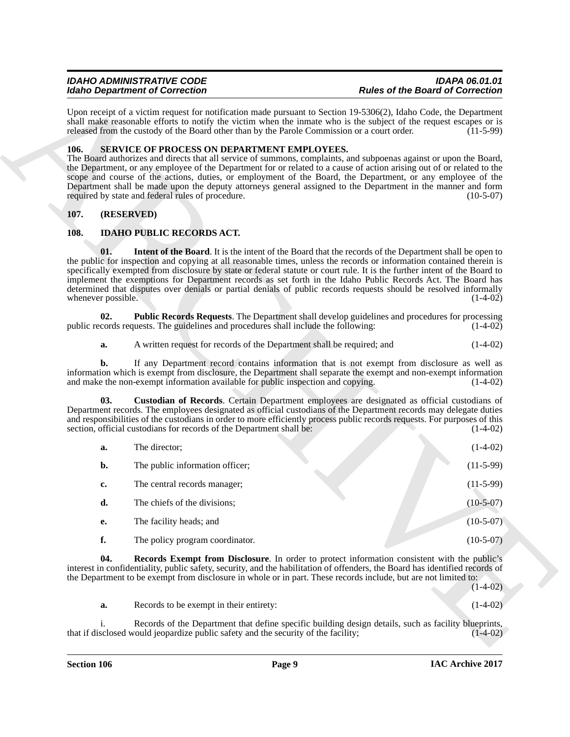Upon receipt of a victim request for notification made pursuant to Section 19-5306(2), Idaho Code, the Department shall make reasonable efforts to notify the victim when the inmate who is the subject of the request escapes or is released from the custody of the Board other than by the Parole Commission or a court order. (11-5-99)

## 106. SERVICE OF PROCESS ON DEPARTMENT EMPLOYEES.

The Board authorizes and directs that all service of summons, complaints, and subpoenas against or upon the Board, the Department, or any employee of the Department for or related to a cause of action arising out of or related to the scope and course of the actions, duties, or employment of the Board, the Department, or any employee of the Department shall be made upon the deputy attorneys general assigned to the Department in the manner and form required by state and federal rules of procedure. (10-5-07)

## 107. (RESERVED)

## 108. IDAHO PUBLIC RECORDS ACT.

**01. Intent of the Board**. It is the intent of the Board that the records of the Department shall be open to the public for inspection and copying at all reasonable times, unless the records or information contained therein is specifically exempted from disclosure by state or federal statute or court rule. It is the further intent of the Board to implement the exemptions for Department records as set forth in the Idaho Public Records Act. The Board has determined that disputes over denials or partial denials of public records requests should be resolved informally whenever possible. (1-4-02)

**02. Public Records Requests**. The Department shall develop guidelines and procedures for processing public records requests. The guidelines and procedures shall include the following: (1-4-02)

**a.** A written request for records of the Department shall be required; and (1-4-02)

**b.** If any Department record contains information that is not exempt from disclosure as well as information which is exempt from disclosure, the Department shall separate the exempt and non-exempt information and make the non-exempt information available for public inspection and copying. (1-4-02)

**03. Custodian of Records**. Certain Department employees are designated as official custodians of Department records. The employees designated as official custodians of the Department records may delegate duties and responsibilities of the custodians in order to more efficiently process public records requests. For purposes of this section, official custodians for records of the Department shall be: (1-4-02)

**a.** The director; (1-4-02)

**b.** The public information officer; (11-5-99)

**c.** The central records manager; (11-5-99)

**d.** The chiefs of the divisions; (10-5-07)

**e.** The facility heads; and (10-5-07)

**f.** The policy program coordinator. (10-5-07)

**04. Records Exempt from Disclosure**. In order to protect information consistent with the public's interest in confidentiality, public safety, security, and the habilitation of offenders, the Board has identified records of the Department to be exempt from disclosure in whole or in part. These records include, but are not limited to: (1-4-02)

**a.** Records to be exempt in their entirety: (1-4-02)

i. Records of the Department that define specific building design details, such as facility blueprints, that if disclosed would jeopardize public safety and the security of the facility; (1-4-02)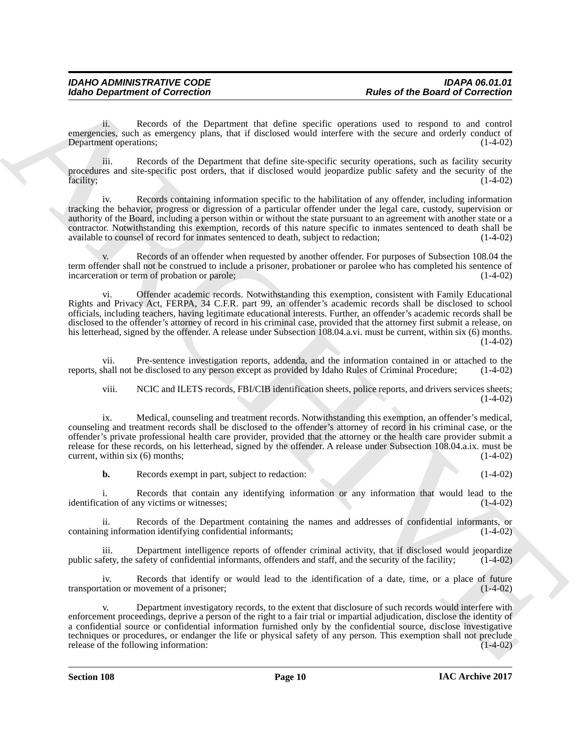ii. Records of the Department that define specific operations used to respond to and control emergencies, such as emergency plans, that if disclosed would interfere with the secure and orderly conduct of Department operations; (1-4-02)

iii. Records of the Department that define site-specific security operations, such as facility security procedures and site-specific post orders, that if disclosed would jeopardize public safety and the security of the facility; (1-4-02)

iv. Records containing information specific to the habilitation of any offender, including information tracking the behavior, progress or digression of a particular offender under the legal care, custody, supervision or authority of the Board, including a person within or without the state pursuant to an agreement with another state or a contractor. Notwithstanding this exemption, records of this nature specific to inmates sentenced to death shall be available to counsel of record for inmates sentenced to death, subject to redaction; (1-4-02)

v. Records of an offender when requested by another offender. For purposes of Subsection 108.04 the term offender shall not be construed to include a prisoner, probationer or parolee who has completed his sentence of incarceration or term of probation or parole; (1-4-02)

vi. Offender academic records. Notwithstanding this exemption, consistent with Family Educational Rights and Privacy Act, FERPA, 34 C.F.R. part 99, an offender's academic records shall be disclosed to school officials, including teachers, having legitimate educational interests. Further, an offender's academic records shall be disclosed to the offender's attorney of record in his criminal case, provided that the attorney first submit a release, on his letterhead, signed by the offender. A release under Subsection 108.04.a.vi. must be current, within six (6) months. (1-4-02)

vii. Pre-sentence investigation reports, addenda, and the information contained in or attached to the reports, shall not be disclosed to any person except as provided by Idaho Rules of Criminal Procedure; (1-4-02)

viii. NCIC and ILETS records, FBI/CIB identification sheets, police reports, and drivers services sheets; (1-4-02)

ix. Medical, counseling and treatment records. Notwithstanding this exemption, an offender's medical, counseling and treatment records shall be disclosed to the offender's attorney of record in his criminal case, or the offender's private professional health care provider, provided that the attorney or the health care provider submit a release for these records, on his letterhead, signed by the offender. A release under Subsection 108.04.a.ix. must be current, within six (6) months; (1-4-02)

**b.** Records exempt in part, subject to redaction: (1-4-02)

i. Records that contain any identifying information or any information that would lead to the identification of any victims or witnesses; (1-4-02)

ii. Records of the Department containing the names and addresses of confidential informants, or containing information identifying confidential informants; (1-4-02)

iii. Department intelligence reports of offender criminal activity, that if disclosed would jeopardize public safety, the safety of confidential informants, offenders and staff, and the security of the facility; (1-4-02)

iv. Records that identify or would lead to the identification of a date, time, or a place of future transportation or movement of a prisoner; (1-4-02)

v. Department investigatory records, to the extent that disclosure of such records would interfere with enforcement proceedings, deprive a person of the right to a fair trial or impartial adjudication, disclose the identity of a confidential source or confidential information furnished only by the confidential source, disclose investigative techniques or procedures, or endanger the life or physical safety of any person. This exemption shall not preclude release of the following information: (1-4-02)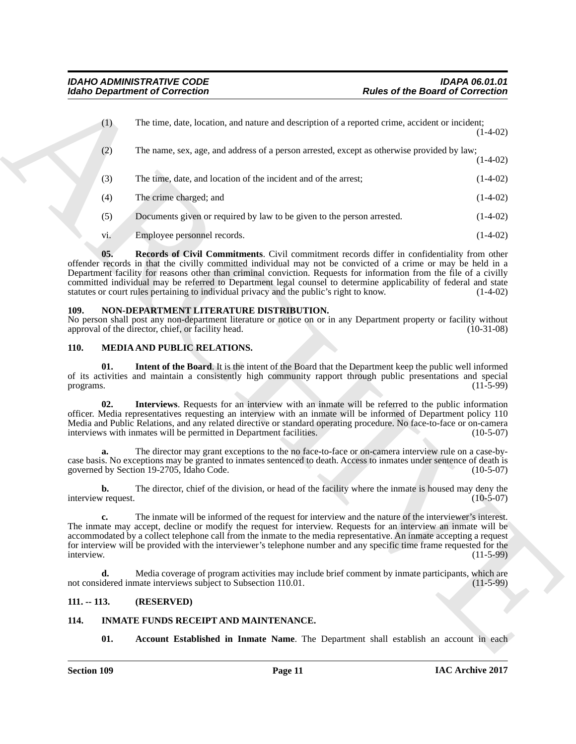(1) The time, date, location, and nature and description of a reported crime, accident or incident; (1-4-02)

(2) The name, sex, age, and address of a person arrested, except as otherwise provided by law; (1-4-02)

(3) The time, date, and location of the incident and of the arrest; (1-4-02)

(4) The crime charged; and (1-4-02)

(5) Documents given or required by law to be given to the person arrested. (1-4-02)

vi. Employee personnel records. (1-4-02)

**05. Records of Civil Commitments**. Civil commitment records differ in confidentiality from other offender records in that the civilly committed individual may not be convicted of a crime or may be held in a Department facility for reasons other than criminal conviction. Requests for information from the file of a civilly committed individual may be referred to Department legal counsel to determine applicability of federal and state statutes or court rules pertaining to individual privacy and the public's right to know. (1-4-02)

### 109. NON-DEPARTMENT LITERATURE DISTRIBUTION.

No person shall post any non-department literature or notice on or in any Department property or facility without approval of the director, chief, or facility head. (10-31-08)

### 110. MEDIA AND PUBLIC RELATIONS.

**01. Intent of the Board**. It is the intent of the Board that the Department keep the public well informed of its activities and maintain a consistently high community rapport through public presentations and special programs. (11-5-99)

**02. Interviews**. Requests for an interview with an inmate will be referred to the public information officer. Media representatives requesting an interview with an inmate will be informed of Department policy 110 Media and Public Relations, and any related directive or standard operating procedure. No face-to-face or on-camera interviews with inmates will be permitted in Department facilities. (10-5-07)

**a.** The director may grant exceptions to the no face-to-face or on-camera interview rule on a case-by-case basis. No exceptions may be granted to inmates sentenced to death. Access to inmates under sentence of death is governed by Section 19-2705, Idaho Code. (10-5-07)

**b.** The director, chief of the division, or head of the facility where the inmate is housed may deny the interview request. (10-5-07)

**c.** The inmate will be informed of the request for interview and the nature of the interviewer's interest. The inmate may accept, decline or modify the request for interview. Requests for an interview an inmate will be accommodated by a collect telephone call from the inmate to the media representative. An inmate accepting a request for interview will be provided with the interviewer's telephone number and any specific time frame requested for the interview. (11-5-99)

**d.** Media coverage of program activities may include brief comment by inmate participants, which are not considered inmate interviews subject to Subsection 110.01. (11-5-99)

### 111. -- 113. (RESERVED)

### 114. INMATE FUNDS RECEIPT AND MAINTENANCE.

**01. Account Established in Inmate Name**. The Department shall establish an account in each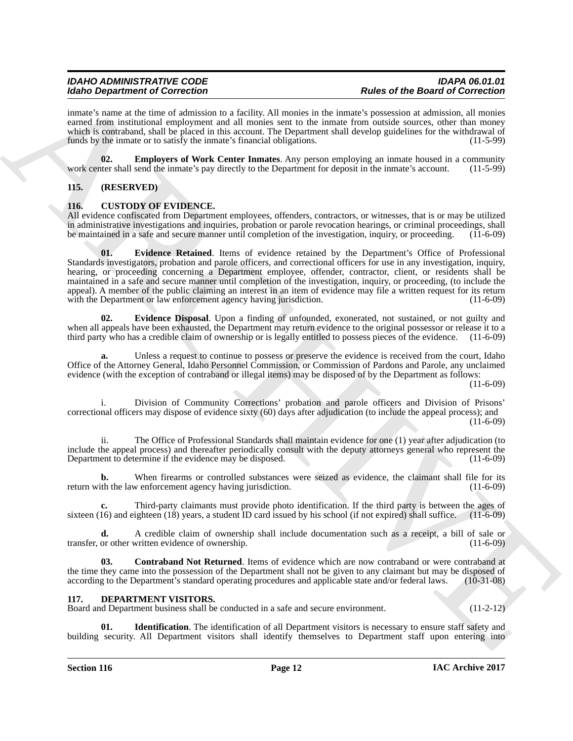inmate's name at the time of admission to a facility. All monies in the inmate's possession at admission, all monies earned from institutional employment and all monies sent to the inmate from outside sources, other than money which is contraband, shall be placed in this account. The Department shall develop guidelines for the withdrawal of funds by the inmate or to satisfy the inmate's financial obligations. (11-5-99)

**02. Employers of Work Center Inmates**. Any person employing an inmate housed in a community work center shall send the inmate's pay directly to the Department for deposit in the inmate's account. (11-5-99)

## 115. (RESERVED)

## 116. CUSTODY OF EVIDENCE.

All evidence confiscated from Department employees, offenders, contractors, or witnesses, that is or may be utilized in administrative investigations and inquiries, probation or parole revocation hearings, or criminal proceedings, shall be maintained in a safe and secure manner until completion of the investigation, inquiry, or proceeding. (11-6-09)

**01. Evidence Retained**. Items of evidence retained by the Department's Office of Professional Standards investigators, probation and parole officers, and correctional officers for use in any investigation, inquiry, hearing, or proceeding concerning a Department employee, offender, contractor, client, or residents shall be maintained in a safe and secure manner until completion of the investigation, inquiry, or proceeding, (to include the appeal). A member of the public claiming an interest in an item of evidence may file a written request for its return with the Department or law enforcement agency having jurisdiction. (11-6-09)

**02. Evidence Disposal**. Upon a finding of unfounded, exonerated, not sustained, or not guilty and when all appeals have been exhausted, the Department may return evidence to the original possessor or release it to a third party who has a credible claim of ownership or is legally entitled to possess pieces of the evidence. (11-6-09)

**a.** Unless a request to continue to possess or preserve the evidence is received from the court, Idaho Office of the Attorney General, Idaho Personnel Commission, or Commission of Pardons and Parole, any unclaimed evidence (with the exception of contraband or illegal items) may be disposed of by the Department as follows: (11-6-09)

i. Division of Community Corrections' probation and parole officers and Division of Prisons' correctional officers may dispose of evidence sixty (60) days after adjudication (to include the appeal process); and (11-6-09)

ii. The Office of Professional Standards shall maintain evidence for one (1) year after adjudication (to include the appeal process) and thereafter periodically consult with the deputy attorneys general who represent the Department to determine if the evidence may be disposed. (11-6-09)

**b.** When firearms or controlled substances were seized as evidence, the claimant shall file for its return with the law enforcement agency having jurisdiction. (11-6-09)

**c.** Third-party claimants must provide photo identification. If the third party is between the ages of sixteen (16) and eighteen (18) years, a student ID card issued by his school (if not expired) shall suffice. (11-6-09)

**d.** A credible claim of ownership shall include documentation such as a receipt, a bill of sale or transfer, or other written evidence of ownership. (11-6-09)

**03. Contraband Not Returned**. Items of evidence which are now contraband or were contraband at the time they came into the possession of the Department shall not be given to any claimant but may be disposed of according to the Department's standard operating procedures and applicable state and/or federal laws. (10-31-08)

## 117. DEPARTMENT VISITORS.

Board and Department business shall be conducted in a safe and secure environment. (11-2-12)

**01. Identification**. The identification of all Department visitors is necessary to ensure staff safety and building security. All Department visitors shall identify themselves to Department staff upon entering into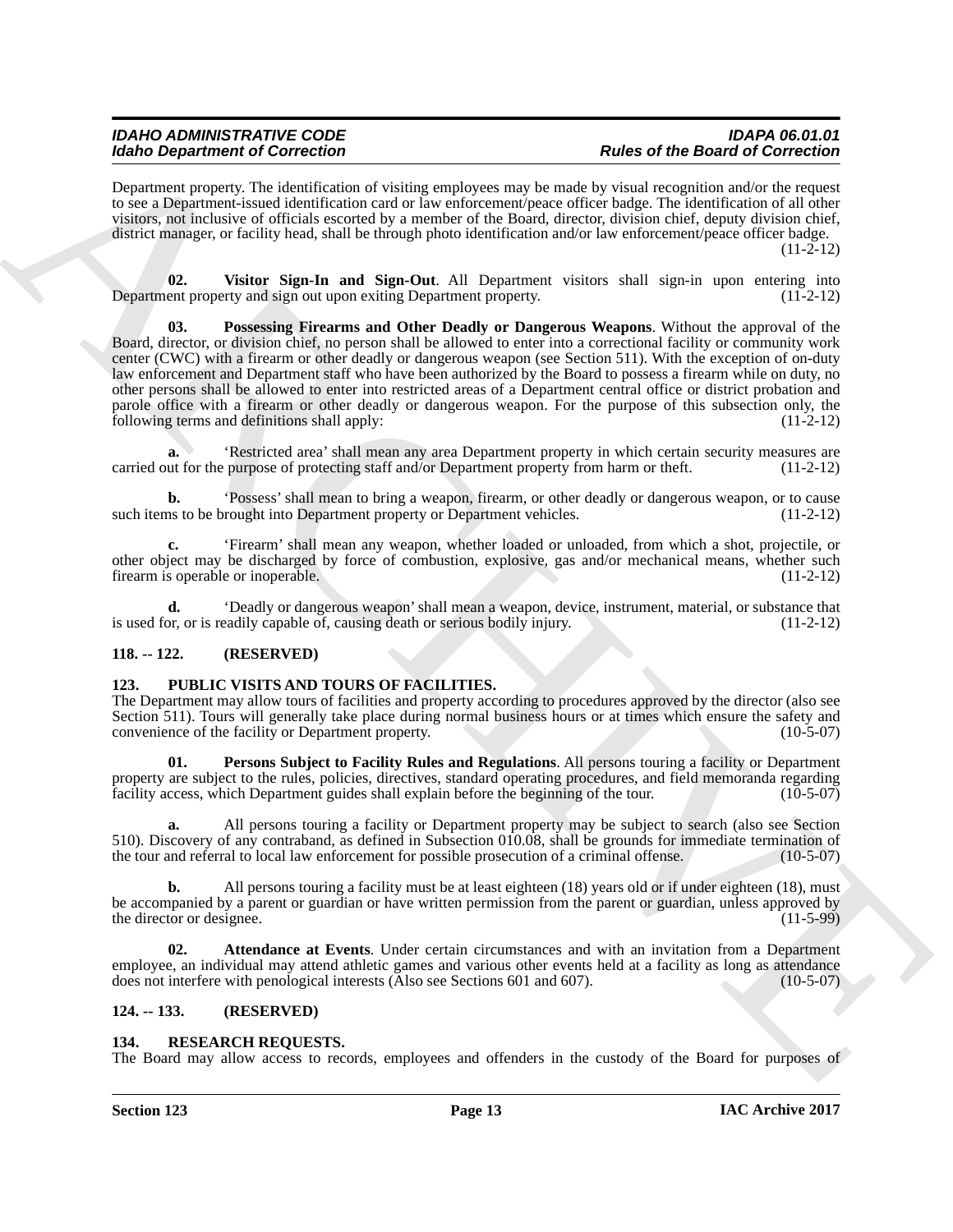Department property. The identification of visiting employees may be made by visual recognition and/or the request to see a Department-issued identification card or law enforcement/peace officer badge. The identification of all other visitors, not inclusive of officials escorted by a member of the Board, director, division chief, deputy division chief, district manager, or facility head, shall be through photo identification and/or law enforcement/peace officer badge. (11-2-12)

**02. Visitor Sign-In and Sign-Out**. All Department visitors shall sign-in upon entering into Department property and sign out upon exiting Department property. (11-2-12)

**03. Possessing Firearms and Other Deadly or Dangerous Weapons**. Without the approval of the Board, director, or division chief, no person shall be allowed to enter into a correctional facility or community work center (CWC) with a firearm or other deadly or dangerous weapon (see Section 511). With the exception of on-duty law enforcement and Department staff who have been authorized by the Board to possess a firearm while on duty, no other persons shall be allowed to enter into restricted areas of a Department central office or district probation and parole office with a firearm or other deadly or dangerous weapon. For the purpose of this subsection only, the following terms and definitions shall apply: (11-2-12)

**a.** 'Restricted area' shall mean any area Department property in which certain security measures are carried out for the purpose of protecting staff and/or Department property from harm or theft. (11-2-12)

**b.** 'Possess' shall mean to bring a weapon, firearm, or other deadly or dangerous weapon, or to cause such items to be brought into Department property or Department vehicles. (11-2-12)

**c.** 'Firearm' shall mean any weapon, whether loaded or unloaded, from which a shot, projectile, or other object may be discharged by force of combustion, explosive, gas and/or mechanical means, whether such firearm is operable or inoperable. (11-2-12)

**d.** 'Deadly or dangerous weapon' shall mean a weapon, device, instrument, material, or substance that is used for, or is readily capable of, causing death or serious bodily injury. (11-2-12)

## 118. -- 122. (RESERVED)

## 123. PUBLIC VISITS AND TOURS OF FACILITIES.

The Department may allow tours of facilities and property according to procedures approved by the director (also see Section 511). Tours will generally take place during normal business hours or at times which ensure the safety and convenience of the facility or Department property. (10-5-07)

**01. Persons Subject to Facility Rules and Regulations**. All persons touring a facility or Department property are subject to the rules, policies, directives, standard operating procedures, and field memoranda regarding facility access, which Department guides shall explain before the beginning of the tour. (10-5-07)

**a.** All persons touring a facility or Department property may be subject to search (also see Section 510). Discovery of any contraband, as defined in Subsection 010.08, shall be grounds for immediate termination of the tour and referral to local law enforcement for possible prosecution of a criminal offense. (10-5-07)

**b.** All persons touring a facility must be at least eighteen (18) years old or if under eighteen (18), must be accompanied by a parent or guardian or have written permission from the parent or guardian, unless approved by the director or designee. (11-5-99)

**02. Attendance at Events**. Under certain circumstances and with an invitation from a Department employee, an individual may attend athletic games and various other events held at a facility as long as attendance does not interfere with penological interests (Also see Sections 601 and 607). (10-5-07)

## 124. -- 133. (RESERVED)

## 134. RESEARCH REQUESTS.

The Board may allow access to records, employees and offenders in the custody of the Board for purposes of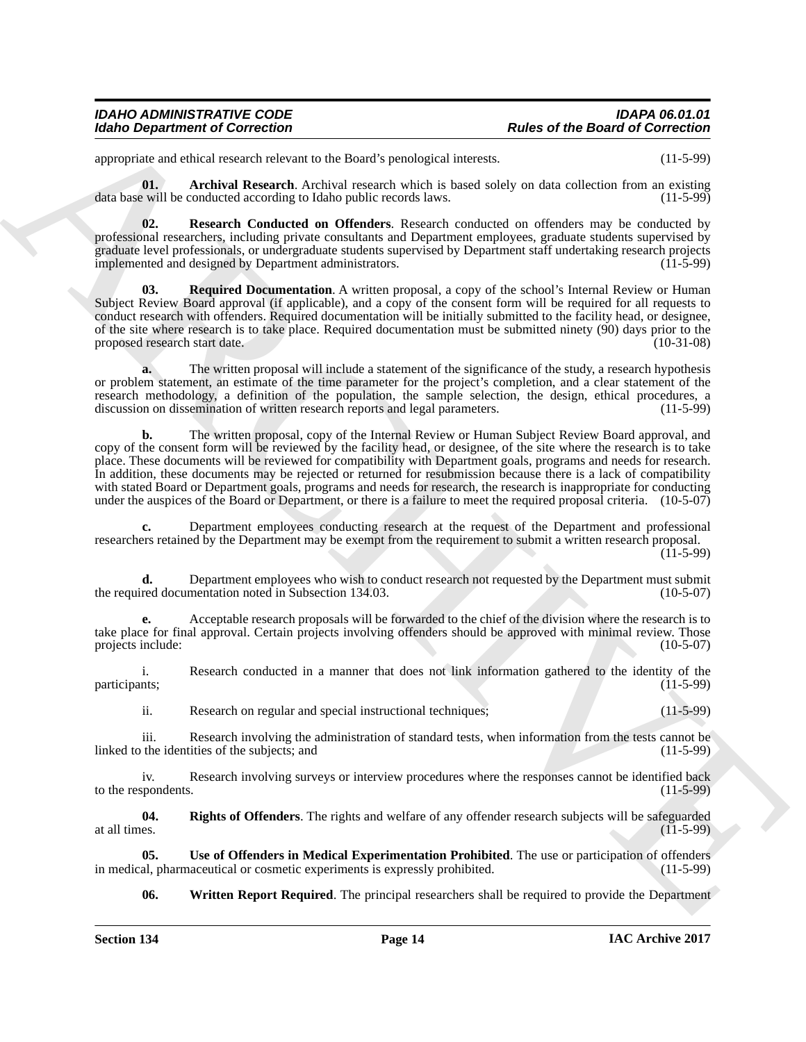appropriate and ethical research relevant to the Board's penological interests. (11-5-99)

**01. Archival Research**. Archival research which is based solely on data collection from an existing data base will be conducted according to Idaho public records laws. (11-5-99)

**02. Research Conducted on Offenders**. Research conducted on offenders may be conducted by professional researchers, including private consultants and Department employees, graduate students supervised by graduate level professionals, or undergraduate students supervised by Department staff undertaking research projects implemented and designed by Department administrators. (11-5-99)

**03. Required Documentation**. A written proposal, a copy of the school's Internal Review or Human Subject Review Board approval (if applicable), and a copy of the consent form will be required for all requests to conduct research with offenders. Required documentation will be initially submitted to the facility head, or designee, of the site where research is to take place. Required documentation must be submitted ninety (90) days prior to the proposed research start date. (10-31-08)

**a.** The written proposal will include a statement of the significance of the study, a research hypothesis or problem statement, an estimate of the time parameter for the project's completion, and a clear statement of the research methodology, a definition of the population, the sample selection, the design, ethical procedures, a discussion on dissemination of written research reports and legal parameters. (11-5-99)

**b.** The written proposal, copy of the Internal Review or Human Subject Review Board approval, and copy of the consent form will be reviewed by the facility head, or designee, of the site where the research is to take place. These documents will be reviewed for compatibility with Department goals, programs and needs for research. In addition, these documents may be rejected or returned for resubmission because there is a lack of compatibility with stated Board or Department goals, programs and needs for research, the research is inappropriate for conducting under the auspices of the Board or Department, or there is a failure to meet the required proposal criteria. (10-5-07)

**c.** Department employees conducting research at the request of the Department and professional researchers retained by the Department may be exempt from the requirement to submit a written research proposal. (11-5-99)

**d.** Department employees who wish to conduct research not requested by the Department must submit the required documentation noted in Subsection 134.03. (10-5-07)

**e.** Acceptable research proposals will be forwarded to the chief of the division where the research is to take place for final approval. Certain projects involving offenders should be approved with minimal review. Those projects include: (10-5-07)

i. Research conducted in a manner that does not link information gathered to the identity of the participants; (11-5-99)

ii. Research on regular and special instructional techniques; (11-5-99)

iii. Research involving the administration of standard tests, when information from the tests cannot be linked to the identities of the subjects; and (11-5-99)

iv. Research involving surveys or interview procedures where the responses cannot be identified back to the respondents. (11-5-99)

**04. Rights of Offenders**. The rights and welfare of any offender research subjects will be safeguarded at all times. (11-5-99)

**05. Use of Offenders in Medical Experimentation Prohibited**. The use or participation of offenders in medical, pharmaceutical or cosmetic experiments is expressly prohibited. (11-5-99)

**06. Written Report Required**. The principal researchers shall be required to provide the Department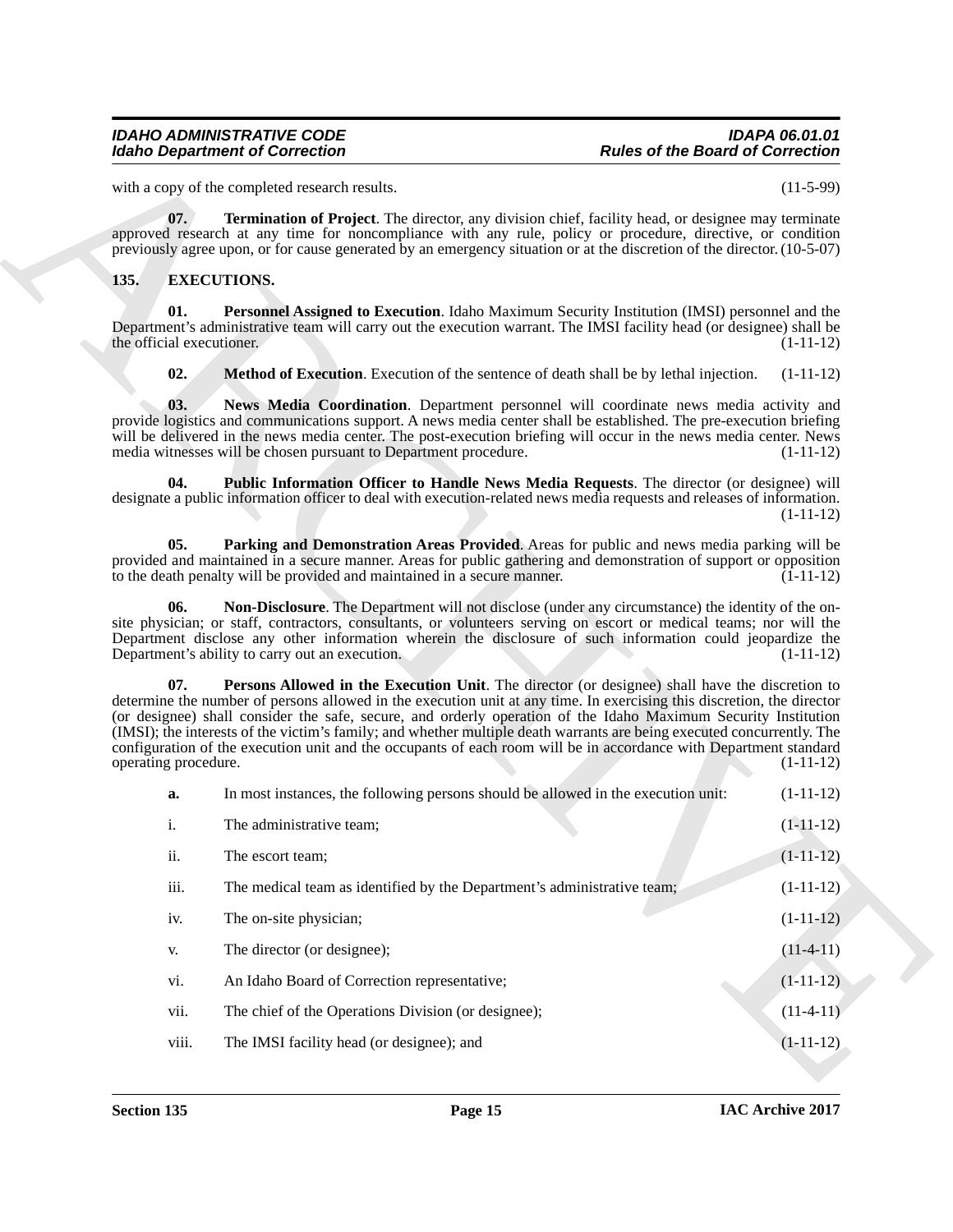with a copy of the completed research results. (11-5-99)

**07. Termination of Project**. The director, any division chief, facility head, or designee may terminate approved research at any time for noncompliance with any rule, policy or procedure, directive, or condition previously agree upon, or for cause generated by an emergency situation or at the discretion of the director. (10-5-07)

## 135. EXECUTIONS.

**01. Personnel Assigned to Execution**. Idaho Maximum Security Institution (IMSI) personnel and the Department's administrative team will carry out the execution warrant. The IMSI facility head (or designee) shall be the official executioner. (1-11-12)

**02. Method of Execution**. Execution of the sentence of death shall be by lethal injection. (1-11-12)

**03. News Media Coordination**. Department personnel will coordinate news media activity and provide logistics and communications support. A news media center shall be established. The pre-execution briefing will be delivered in the news media center. The post-execution briefing will occur in the news media center. News media witnesses will be chosen pursuant to Department procedure. (1-11-12)

**04. Public Information Officer to Handle News Media Requests**. The director (or designee) will designate a public information officer to deal with execution-related news media requests and releases of information. (1-11-12)

**05. Parking and Demonstration Areas Provided**. Areas for public and news media parking will be provided and maintained in a secure manner. Areas for public gathering and demonstration of support or opposition to the death penalty will be provided and maintained in a secure manner. (1-11-12)

**06. Non-Disclosure**. The Department will not disclose (under any circumstance) the identity of the on-site physician; or staff, contractors, consultants, or volunteers serving on escort or medical teams; nor will the Department disclose any other information wherein the disclosure of such information could jeopardize the Department's ability to carry out an execution. (1-11-12)

**07. Persons Allowed in the Execution Unit**. The director (or designee) shall have the discretion to determine the number of persons allowed in the execution unit at any time. In exercising this discretion, the director (or designee) shall consider the safe, secure, and orderly operation of the Idaho Maximum Security Institution (IMSI); the interests of the victim's family; and whether multiple death warrants are being executed concurrently. The configuration of the execution unit and the occupants of each room will be in accordance with Department standard operating procedure. (1-11-12)

**a.** In most instances, the following persons should be allowed in the execution unit: (1-11-12)

i. The administrative team; (1-11-12)

ii. The escort team; (1-11-12)

iii. The medical team as identified by the Department's administrative team; (1-11-12)

iv. The on-site physician; (1-11-12)

v. The director (or designee); (11-4-11)

vi. An Idaho Board of Correction representative; (1-11-12)

vii. The chief of the Operations Division (or designee); (11-4-11)

viii. The IMSI facility head (or designee); and (1-11-12)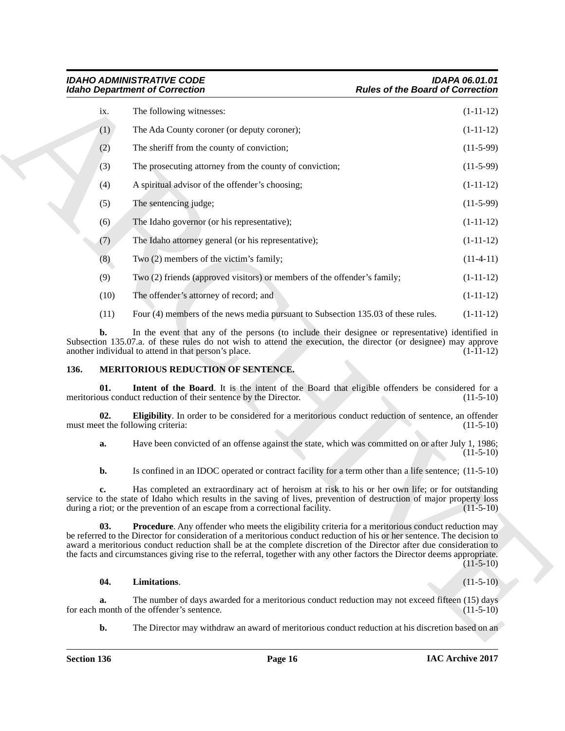ix. The following witnesses: (1-11-12)

(1) The Ada County coroner (or deputy coroner); (1-11-12)

(2) The sheriff from the county of conviction; (11-5-99)

(3) The prosecuting attorney from the county of conviction; (11-5-99)

(4) A spiritual advisor of the offender's choosing; (1-11-12)

(5) The sentencing judge; (11-5-99)

(6) The Idaho governor (or his representative); (1-11-12)

(7) The Idaho attorney general (or his representative); (1-11-12)

(8) Two (2) members of the victim's family; (11-4-11)

(9) Two (2) friends (approved visitors) or members of the offender's family; (1-11-12)

(10) The offender's attorney of record; and (1-11-12)

(11) Four (4) members of the news media pursuant to Subsection 135.03 of these rules. (1-11-12)

**b.** In the event that any of the persons (to include their designee or representative) identified in Subsection 135.07.a. of these rules do not wish to attend the execution, the director (or designee) may approve another individual to attend in that person's place. (1-11-12)

**136. MERITORIOUS REDUCTION OF SENTENCE.**

**01. Intent of the Board**. It is the intent of the Board that eligible offenders be considered for a meritorious conduct reduction of their sentence by the Director. (11-5-10)

**02. Eligibility**. In order to be considered for a meritorious conduct reduction of sentence, an offender must meet the following criteria: (11-5-10)

**a.** Have been convicted of an offense against the state, which was committed on or after July 1, 1986; (11-5-10)

**b.** Is confined in an IDOC operated or contract facility for a term other than a life sentence; (11-5-10)

**c.** Has completed an extraordinary act of heroism at risk to his or her own life; or for outstanding service to the state of Idaho which results in the saving of lives, prevention of destruction of major property loss during a riot; or the prevention of an escape from a correctional facility. (11-5-10)

**03. Procedure**. Any offender who meets the eligibility criteria for a meritorious conduct reduction may be referred to the Director for consideration of a meritorious conduct reduction of his or her sentence. The decision to award a meritorious conduct reduction shall be at the complete discretion of the Director after due consideration to the facts and circumstances giving rise to the referral, together with any other factors the Director deems appropriate. (11-5-10)

**04. Limitations**. (11-5-10)

**a.** The number of days awarded for a meritorious conduct reduction may not exceed fifteen (15) days for each month of the offender's sentence. (11-5-10)

**b.** The Director may withdraw an award of meritorious conduct reduction at his discretion based on an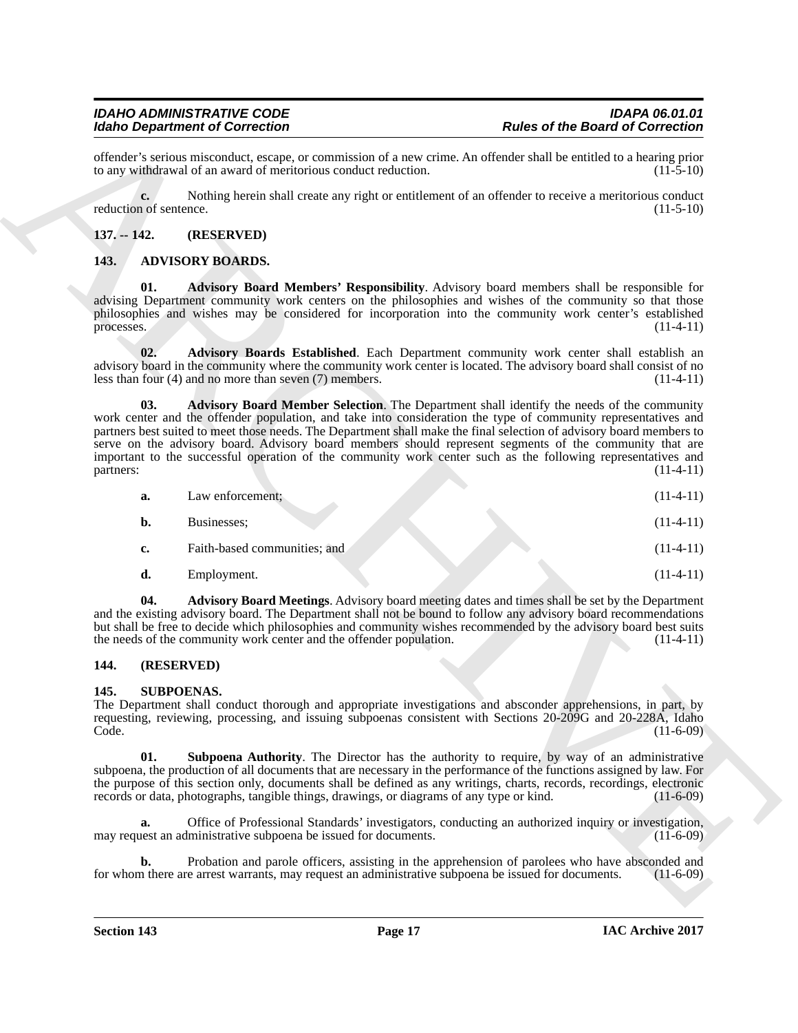offender's serious misconduct, escape, or commission of a new crime. An offender shall be entitled to a hearing prior to any withdrawal of an award of meritorious conduct reduction. (11-5-10)

**c.** Nothing herein shall create any right or entitlement of an offender to receive a meritorious conduct reduction of sentence. (11-5-10)

## 137. -- 142. (RESERVED)

## 143. ADVISORY BOARDS.

**01. Advisory Board Members' Responsibility**. Advisory board members shall be responsible for advising Department community work centers on the philosophies and wishes of the community so that those philosophies and wishes may be considered for incorporation into the community work center's established processes. (11-4-11)

**02. Advisory Boards Established**. Each Department community work center shall establish an advisory board in the community where the community work center is located. The advisory board shall consist of no less than four (4) and no more than seven (7) members. (11-4-11)

**03. Advisory Board Member Selection**. The Department shall identify the needs of the community work center and the offender population, and take into consideration the type of community representatives and partners best suited to meet those needs. The Department shall make the final selection of advisory board members to serve on the advisory board. Advisory board members should represent segments of the community that are important to the successful operation of the community work center such as the following representatives and partners: (11-4-11)

**a.** Law enforcement; (11-4-11)

**b.** Businesses; (11-4-11)

**c.** Faith-based communities; and (11-4-11)

**d.** Employment. (11-4-11)

**04. Advisory Board Meetings**. Advisory board meeting dates and times shall be set by the Department and the existing advisory board. The Department shall not be bound to follow any advisory board recommendations but shall be free to decide which philosophies and community wishes recommended by the advisory board best suits the needs of the community work center and the offender population. (11-4-11)

## 144. (RESERVED)

## 145. SUBPOENAS.

The Department shall conduct thorough and appropriate investigations and absconder apprehensions, in part, by requesting, reviewing, processing, and issuing subpoenas consistent with Sections 20-209G and 20-228A, Idaho Code. (11-6-09)

**01. Subpoena Authority**. The Director has the authority to require, by way of an administrative subpoena, the production of all documents that are necessary in the performance of the functions assigned by law. For the purpose of this section only, documents shall be defined as any writings, charts, records, recordings, electronic records or data, photographs, tangible things, drawings, or diagrams of any type or kind. (11-6-09)

**a.** Office of Professional Standards' investigators, conducting an authorized inquiry or investigation, may request an administrative subpoena be issued for documents. (11-6-09)

**b.** Probation and parole officers, assisting in the apprehension of parolees who have absconded and for whom there are arrest warrants, may request an administrative subpoena be issued for documents. (11-6-09)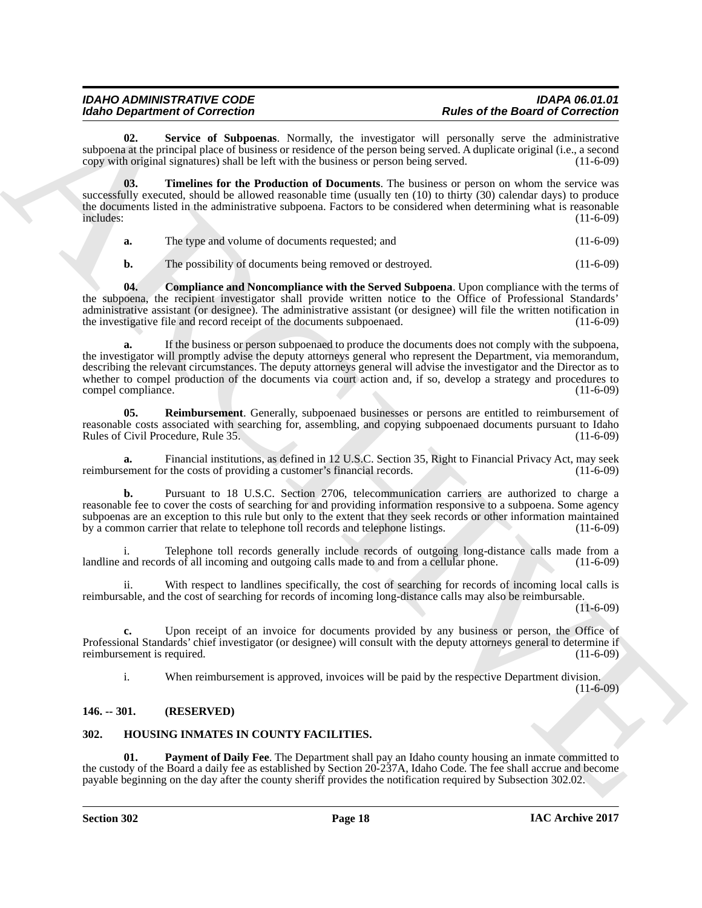**02. Service of Subpoenas**. Normally, the investigator will personally serve the administrative subpoena at the principal place of business or residence of the person being served. A duplicate original (i.e., a second copy with original signatures) shall be left with the business or person being served. (11-6-09)

**03. Timelines for the Production of Documents**. The business or person on whom the service was successfully executed, should be allowed reasonable time (usually ten (10) to thirty (30) calendar days) to produce the documents listed in the administrative subpoena. Factors to be considered when determining what is reasonable includes: (11-6-09)

**a.** The type and volume of documents requested; and (11-6-09)

**b.** The possibility of documents being removed or destroyed. (11-6-09)

**04. Compliance and Noncompliance with the Served Subpoena**. Upon compliance with the terms of the subpoena, the recipient investigator shall provide written notice to the Office of Professional Standards' administrative assistant (or designee). The administrative assistant (or designee) will file the written notification in the investigative file and record receipt of the documents subpoenaed. (11-6-09)

**a.** If the business or person subpoenaed to produce the documents does not comply with the subpoena, the investigator will promptly advise the deputy attorneys general who represent the Department, via memorandum, describing the relevant circumstances. The deputy attorneys general will advise the investigator and the Director as to whether to compel production of the documents via court action and, if so, develop a strategy and procedures to compel compliance. (11-6-09)

**05. Reimbursement**. Generally, subpoenaed businesses or persons are entitled to reimbursement of reasonable costs associated with searching for, assembling, and copying subpoenaed documents pursuant to Idaho Rules of Civil Procedure, Rule 35. (11-6-09)

**a.** Financial institutions, as defined in 12 U.S.C. Section 35, Right to Financial Privacy Act, may seek reimbursement for the costs of providing a customer's financial records. (11-6-09)

**b.** Pursuant to 18 U.S.C. Section 2706, telecommunication carriers are authorized to charge a reasonable fee to cover the costs of searching for and providing information responsive to a subpoena. Some agency subpoenas are an exception to this rule but only to the extent that they seek records or other information maintained by a common carrier that relate to telephone toll records and telephone listings. (11-6-09)

i. Telephone toll records generally include records of outgoing long-distance calls made from a landline and records of all incoming and outgoing calls made to and from a cellular phone. (11-6-09)

ii. With respect to landlines specifically, the cost of searching for records of incoming local calls is reimbursable, and the cost of searching for records of incoming long-distance calls may also be reimbursable. (11-6-09)

**c.** Upon receipt of an invoice for documents provided by any business or person, the Office of Professional Standards' chief investigator (or designee) will consult with the deputy attorneys general to determine if reimbursement is required. (11-6-09)

i. When reimbursement is approved, invoices will be paid by the respective Department division. (11-6-09)

## 146. -- 301. (RESERVED)

## 302. HOUSING INMATES IN COUNTY FACILITIES.

**01. Payment of Daily Fee**. The Department shall pay an Idaho county housing an inmate committed to the custody of the Board a daily fee as established by Section 20-237A, Idaho Code. The fee shall accrue and become payable beginning on the day after the county sheriff provides the notification required by Subsection 302.02.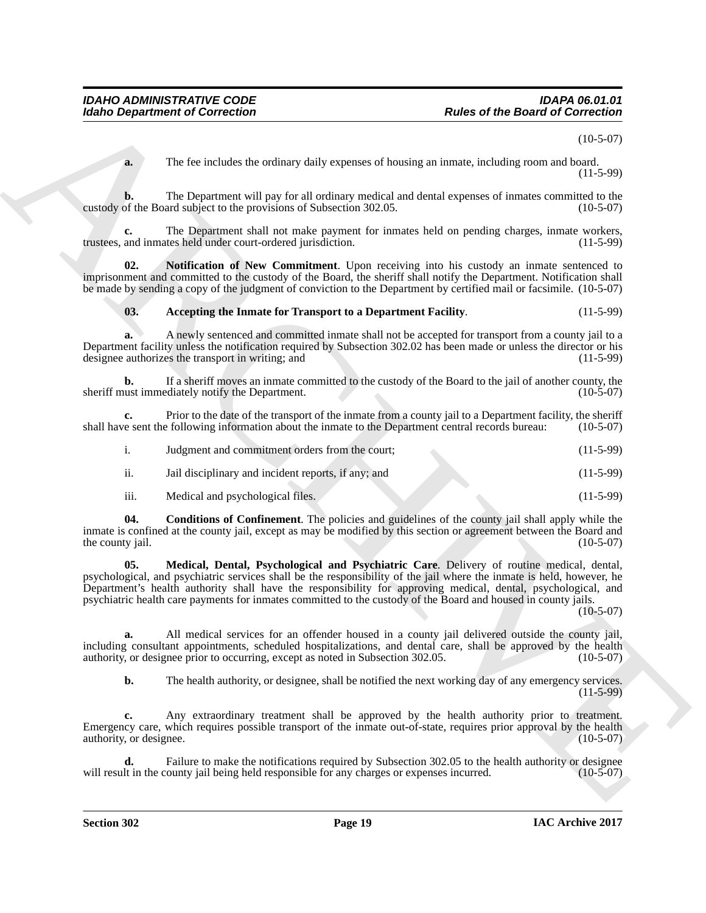(10-5-07)

**a.** The fee includes the ordinary daily expenses of housing an inmate, including room and board. (11-5-99)

**b.** The Department will pay for all ordinary medical and dental expenses of inmates committed to the custody of the Board subject to the provisions of Subsection 302.05. (10-5-07)

**c.** The Department shall not make payment for inmates held on pending charges, inmate workers, trustees, and inmates held under court-ordered jurisdiction. (11-5-99)

**02. Notification of New Commitment**. Upon receiving into his custody an inmate sentenced to imprisonment and committed to the custody of the Board, the sheriff shall notify the Department. Notification shall be made by sending a copy of the judgment of conviction to the Department by certified mail or facsimile. (10-5-07)

**03. Accepting the Inmate for Transport to a Department Facility**. (11-5-99)

**a.** A newly sentenced and committed inmate shall not be accepted for transport from a county jail to a Department facility unless the notification required by Subsection 302.02 has been made or unless the director or his designee authorizes the transport in writing; and (11-5-99)

**b.** If a sheriff moves an inmate committed to the custody of the Board to the jail of another county, the sheriff must immediately notify the Department. (10-5-07)

**c.** Prior to the date of the transport of the inmate from a county jail to a Department facility, the sheriff shall have sent the following information about the inmate to the Department central records bureau: (10-5-07)

i. Judgment and commitment orders from the court; (11-5-99)

ii. Jail disciplinary and incident reports, if any; and (11-5-99)

iii. Medical and psychological files. (11-5-99)

**04. Conditions of Confinement**. The policies and guidelines of the county jail shall apply while the inmate is confined at the county jail, except as may be modified by this section or agreement between the Board and the county jail. (10-5-07)

**05. Medical, Dental, Psychological and Psychiatric Care**. Delivery of routine medical, dental, psychological, and psychiatric services shall be the responsibility of the jail where the inmate is held, however, he Department's health authority shall have the responsibility for approving medical, dental, psychological, and psychiatric health care payments for inmates committed to the custody of the Board and housed in county jails. (10-5-07)

**a.** All medical services for an offender housed in a county jail delivered outside the county jail, including consultant appointments, scheduled hospitalizations, and dental care, shall be approved by the health authority, or designee prior to occurring, except as noted in Subsection 302.05. (10-5-07)

**b.** The health authority, or designee, shall be notified the next working day of any emergency services. (11-5-99)

**c.** Any extraordinary treatment shall be approved by the health authority prior to treatment. Emergency care, which requires possible transport of the inmate out-of-state, requires prior approval by the health authority, or designee. (10-5-07)

**d.** Failure to make the notifications required by Subsection 302.05 to the health authority or designee will result in the county jail being held responsible for any charges or expenses incurred. (10-5-07)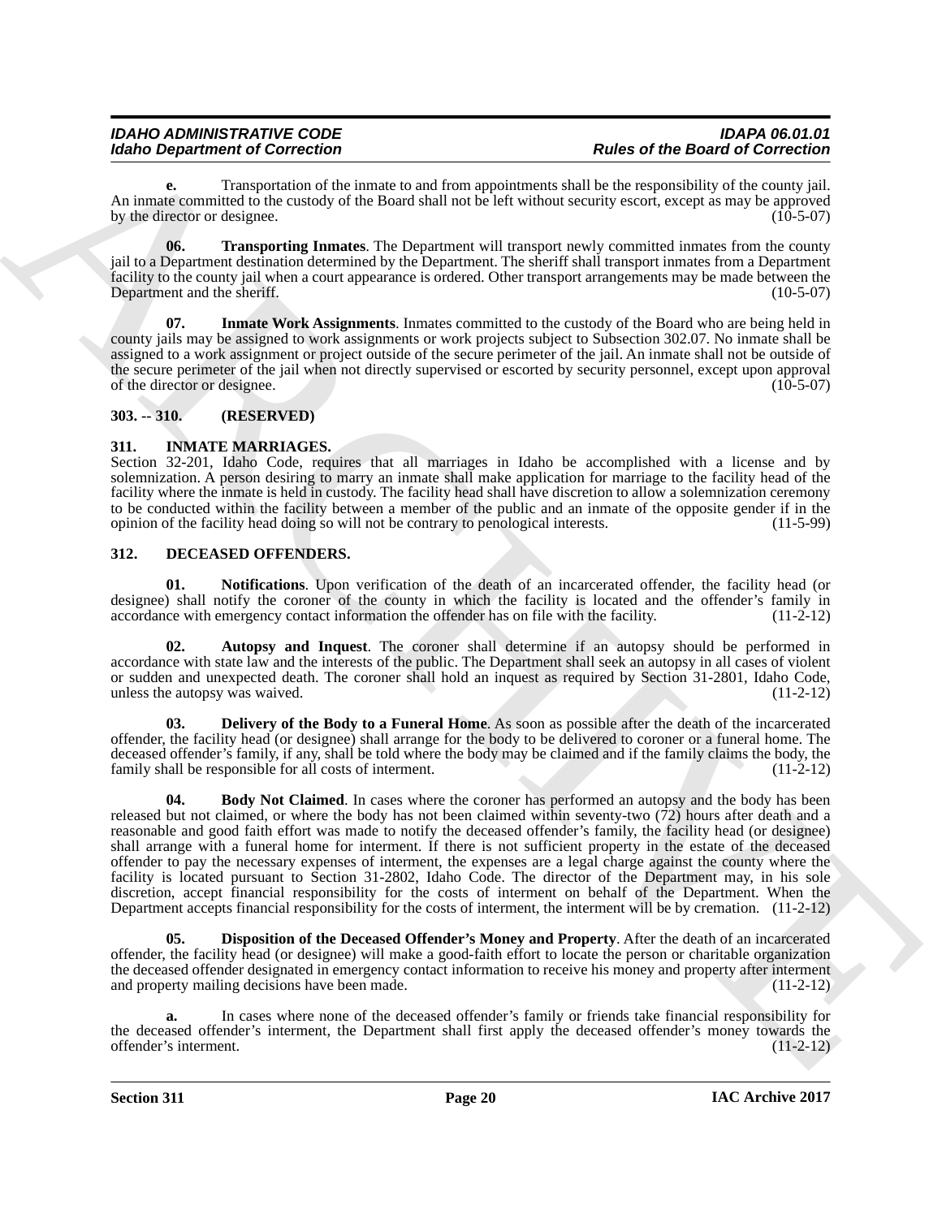**e.** Transportation of the inmate to and from appointments shall be the responsibility of the county jail. An inmate committed to the custody of the Board shall not be left without security escort, except as may be approved by the director or designee. (10-5-07)

**06. Transporting Inmates**. The Department will transport newly committed inmates from the county jail to a Department destination determined by the Department. The sheriff shall transport inmates from a Department facility to the county jail when a court appearance is ordered. Other transport arrangements may be made between the Department and the sheriff. (10-5-07)

**07. Inmate Work Assignments**. Inmates committed to the custody of the Board who are being held in county jails may be assigned to work assignments or work projects subject to Subsection 302.07. No inmate shall be assigned to a work assignment or project outside of the secure perimeter of the jail. An inmate shall not be outside of the secure perimeter of the jail when not directly supervised or escorted by security personnel, except upon approval of the director or designee. (10-5-07)

## 303. -- 310. (RESERVED)

## 311. INMATE MARRIAGES.

Section 32-201, Idaho Code, requires that all marriages in Idaho be accomplished with a license and by solemnization. A person desiring to marry an inmate shall make application for marriage to the facility head of the facility where the inmate is held in custody. The facility head shall have discretion to allow a solemnization ceremony to be conducted within the facility between a member of the public and an inmate of the opposite gender if in the opinion of the facility head doing so will not be contrary to penological interests. (11-5-99)

## 312. DECEASED OFFENDERS.

**01. Notifications**. Upon verification of the death of an incarcerated offender, the facility head (or designee) shall notify the coroner of the county in which the facility is located and the offender's family in accordance with emergency contact information the offender has on file with the facility. (11-2-12)

**02. Autopsy and Inquest**. The coroner shall determine if an autopsy should be performed in accordance with state law and the interests of the public. The Department shall seek an autopsy in all cases of violent or sudden and unexpected death. The coroner shall hold an inquest as required by Section 31-2801, Idaho Code, unless the autopsy was waived. (11-2-12)

**03. Delivery of the Body to a Funeral Home**. As soon as possible after the death of the incarcerated offender, the facility head (or designee) shall arrange for the body to be delivered to coroner or a funeral home. The deceased offender's family, if any, shall be told where the body may be claimed and if the family claims the body, the family shall be responsible for all costs of interment. (11-2-12)

**04. Body Not Claimed**. In cases where the coroner has performed an autopsy and the body has been released but not claimed, or where the body has not been claimed within seventy-two (72) hours after death and a reasonable and good faith effort was made to notify the deceased offender's family, the facility head (or designee) shall arrange with a funeral home for interment. If there is not sufficient property in the estate of the deceased offender to pay the necessary expenses of interment, the expenses are a legal charge against the county where the facility is located pursuant to Section 31-2802, Idaho Code. The director of the Department may, in his sole discretion, accept financial responsibility for the costs of interment on behalf of the Department. When the Department accepts financial responsibility for the costs of interment, the interment will be by cremation. (11-2-12)

**05. Disposition of the Deceased Offender's Money and Property**. After the death of an incarcerated offender, the facility head (or designee) will make a good-faith effort to locate the person or charitable organization the deceased offender designated in emergency contact information to receive his money and property after interment and property mailing decisions have been made. (11-2-12)

**a.** In cases where none of the deceased offender's family or friends take financial responsibility for the deceased offender's interment, the Department shall first apply the deceased offender's money towards the offender's interment. (11-2-12)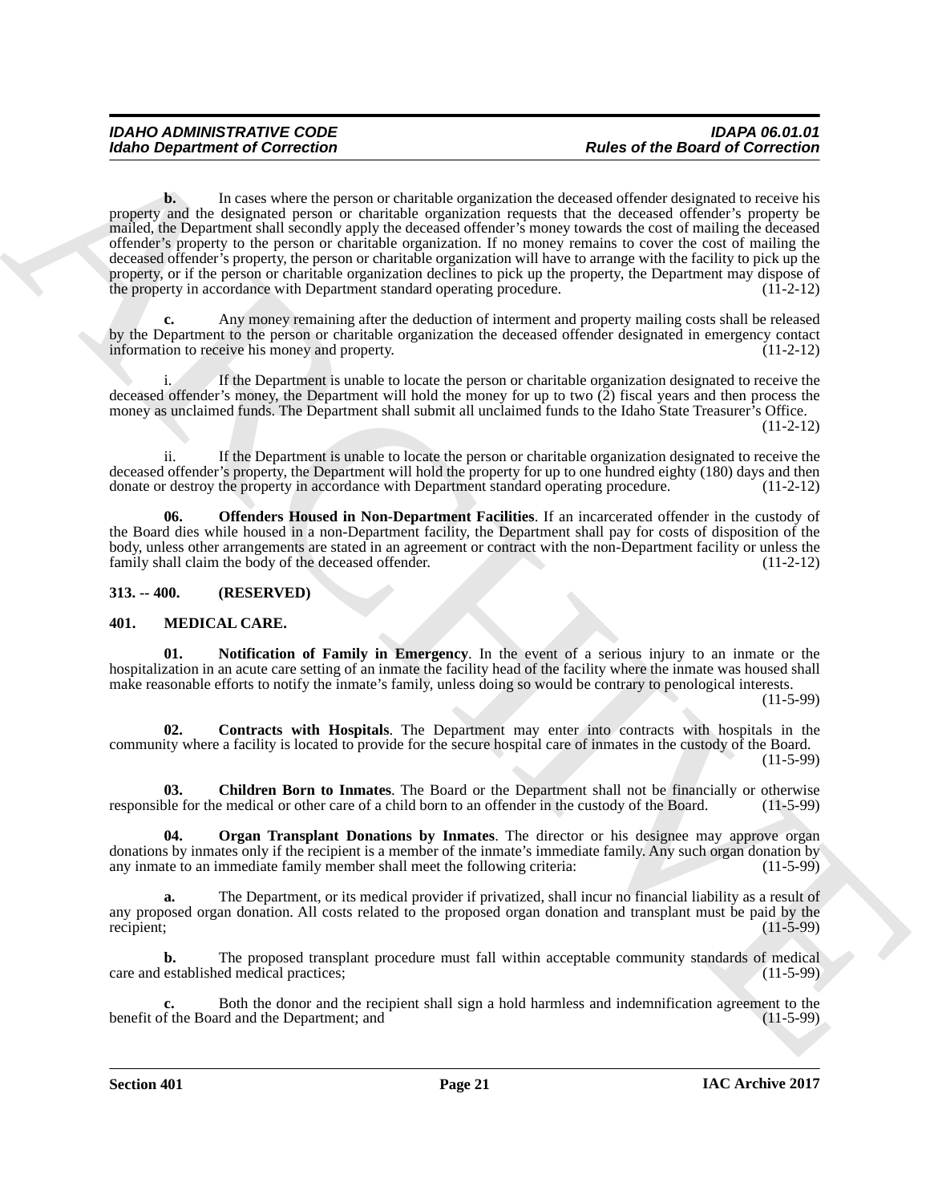**b.** In cases where the person or charitable organization the deceased offender designated to receive his property and the designated person or charitable organization requests that the deceased offender's property be mailed, the Department shall secondly apply the deceased offender's money towards the cost of mailing the deceased offender's property to the person or charitable organization. If no money remains to cover the cost of mailing the deceased offender's property, the person or charitable organization will have to arrange with the facility to pick up the property, or if the person or charitable organization declines to pick up the property, the Department may dispose of the property in accordance with Department standard operating procedure. (11-2-12)

**c.** Any money remaining after the deduction of interment and property mailing costs shall be released by the Department to the person or charitable organization the deceased offender designated in emergency contact information to receive his money and property. (11-2-12)

i. If the Department is unable to locate the person or charitable organization designated to receive the deceased offender's money, the Department will hold the money for up to two (2) fiscal years and then process the money as unclaimed funds. The Department shall submit all unclaimed funds to the Idaho State Treasurer's Office. (11-2-12)

ii. If the Department is unable to locate the person or charitable organization designated to receive the deceased offender's property, the Department will hold the property for up to one hundred eighty (180) days and then donate or destroy the property in accordance with Department standard operating procedure. (11-2-12)

**06. Offenders Housed in Non-Department Facilities**. If an incarcerated offender in the custody of the Board dies while housed in a non-Department facility, the Department shall pay for costs of disposition of the body, unless other arrangements are stated in an agreement or contract with the non-Department facility or unless the family shall claim the body of the deceased offender. (11-2-12)

### 313. -- 400. (RESERVED)

### 401. MEDICAL CARE.

**01. Notification of Family in Emergency**. In the event of a serious injury to an inmate or the hospitalization in an acute care setting of an inmate the facility head of the facility where the inmate was housed shall make reasonable efforts to notify the inmate's family, unless doing so would be contrary to penological interests. (11-5-99)

**02. Contracts with Hospitals**. The Department may enter into contracts with hospitals in the community where a facility is located to provide for the secure hospital care of inmates in the custody of the Board. (11-5-99)

**03. Children Born to Inmates**. The Board or the Department shall not be financially or otherwise responsible for the medical or other care of a child born to an offender in the custody of the Board. (11-5-99)

**04. Organ Transplant Donations by Inmates**. The director or his designee may approve organ donations by inmates only if the recipient is a member of the inmate's immediate family. Any such organ donation by any inmate to an immediate family member shall meet the following criteria: (11-5-99)

**a.** The Department, or its medical provider if privatized, shall incur no financial liability as a result of any proposed organ donation. All costs related to the proposed organ donation and transplant must be paid by the recipient; (11-5-99)

**b.** The proposed transplant procedure must fall within acceptable community standards of medical care and established medical practices; (11-5-99)

**c.** Both the donor and the recipient shall sign a hold harmless and indemnification agreement to the benefit of the Board and the Department; and (11-5-99)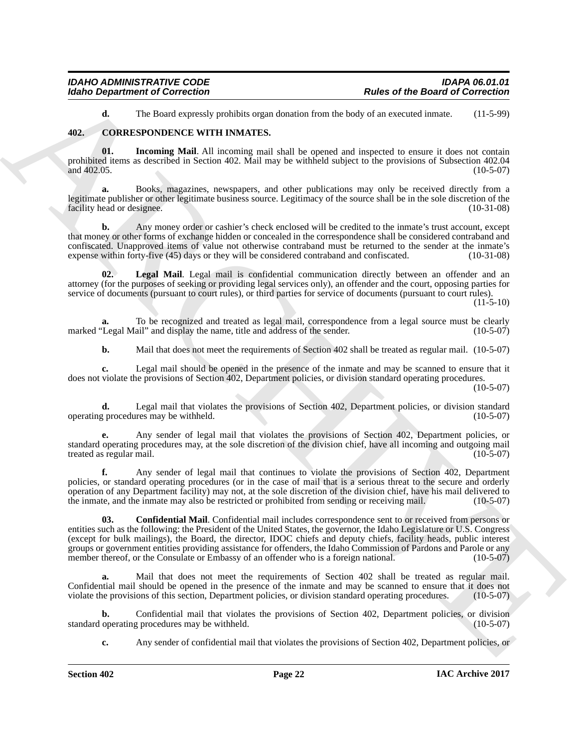**d.** The Board expressly prohibits organ donation from the body of an executed inmate. (11-5-99)

## 402. CORRESPONDENCE WITH INMATES.

**01. Incoming Mail**. All incoming mail shall be opened and inspected to ensure it does not contain prohibited items as described in Section 402. Mail may be withheld subject to the provisions of Subsection 402.04 and 402.05. (10-5-07)

**a.** Books, magazines, newspapers, and other publications may only be received directly from a legitimate publisher or other legitimate business source. Legitimacy of the source shall be in the sole discretion of the facility head or designee. (10-31-08)

**b.** Any money order or cashier's check enclosed will be credited to the inmate's trust account, except that money or other forms of exchange hidden or concealed in the correspondence shall be considered contraband and confiscated. Unapproved items of value not otherwise contraband must be returned to the sender at the inmate's expense within forty-five (45) days or they will be considered contraband and confiscated. (10-31-08)

**02. Legal Mail**. Legal mail is confidential communication directly between an offender and an attorney (for the purposes of seeking or providing legal services only), an offender and the court, opposing parties for service of documents (pursuant to court rules), or third parties for service of documents (pursuant to court rules). (11-5-10)

**a.** To be recognized and treated as legal mail, correspondence from a legal source must be clearly marked "Legal Mail" and display the name, title and address of the sender. (10-5-07)

**b.** Mail that does not meet the requirements of Section 402 shall be treated as regular mail. (10-5-07)

**c.** Legal mail should be opened in the presence of the inmate and may be scanned to ensure that it does not violate the provisions of Section 402, Department policies, or division standard operating procedures. (10-5-07)

**d.** Legal mail that violates the provisions of Section 402, Department policies, or division standard operating procedures may be withheld. (10-5-07)

**e.** Any sender of legal mail that violates the provisions of Section 402, Department policies, or standard operating procedures may, at the sole discretion of the division chief, have all incoming and outgoing mail treated as regular mail. (10-5-07)

**f.** Any sender of legal mail that continues to violate the provisions of Section 402, Department policies, or standard operating procedures (or in the case of mail that is a serious threat to the secure and orderly operation of any Department facility) may not, at the sole discretion of the division chief, have his mail delivered to the inmate, and the inmate may also be restricted or prohibited from sending or receiving mail. (10-5-07)

**03. Confidential Mail**. Confidential mail includes correspondence sent to or received from persons or entities such as the following: the President of the United States, the governor, the Idaho Legislature or U.S. Congress (except for bulk mailings), the Board, the director, IDOC chiefs and deputy chiefs, facility heads, public interest groups or government entities providing assistance for offenders, the Idaho Commission of Pardons and Parole or any member thereof, or the Consulate or Embassy of an offender who is a foreign national. (10-5-07)

**a.** Mail that does not meet the requirements of Section 402 shall be treated as regular mail. Confidential mail should be opened in the presence of the inmate and may be scanned to ensure that it does not violate the provisions of this section, Department policies, or division standard operating procedures. (10-5-07)

**b.** Confidential mail that violates the provisions of Section 402, Department policies, or division standard operating procedures may be withheld. (10-5-07)

**c.** Any sender of confidential mail that violates the provisions of Section 402, Department policies, or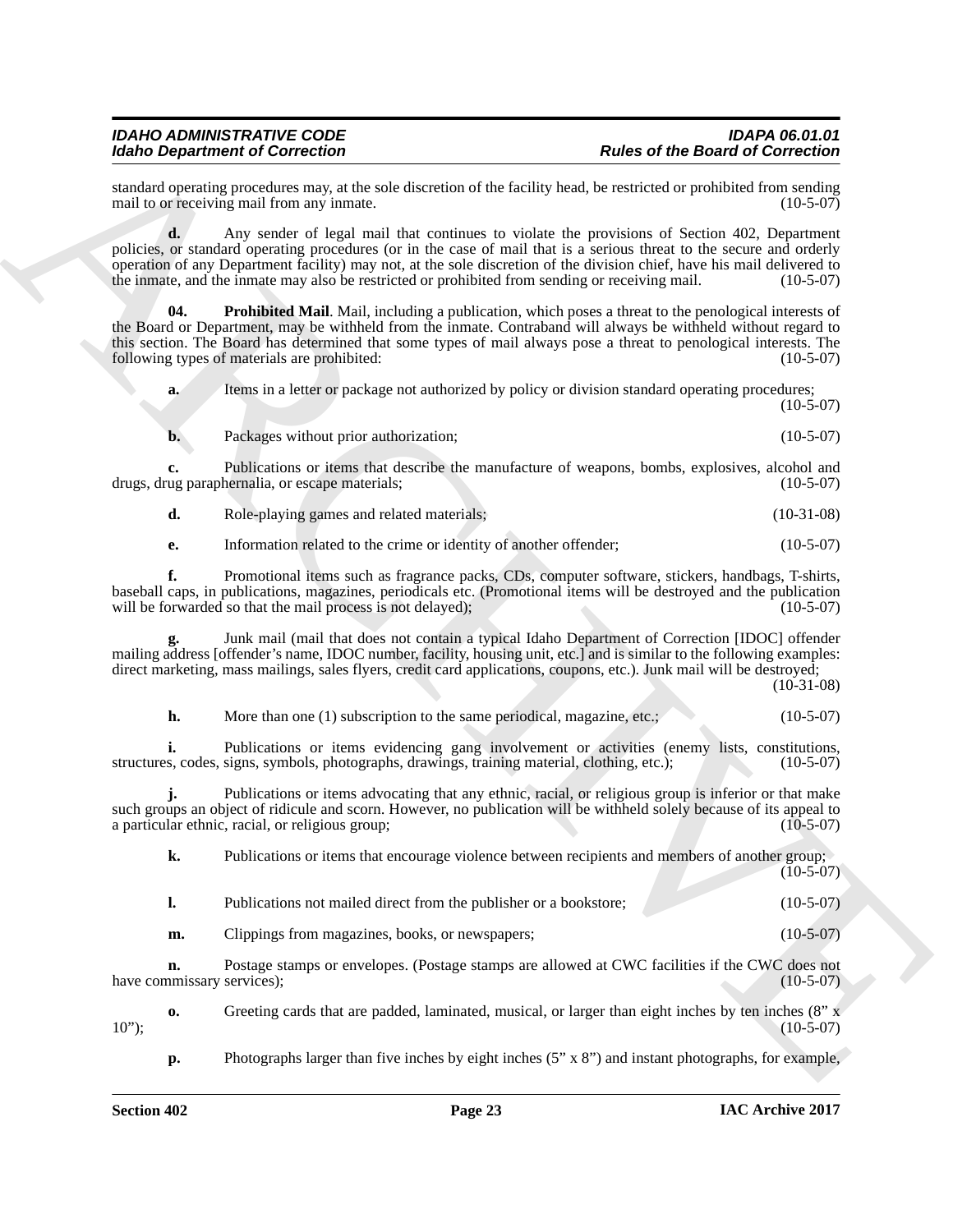standard operating procedures may, at the sole discretion of the facility head, be restricted or prohibited from sending mail to or receiving mail from any inmate. (10-5-07)

**d.** Any sender of legal mail that continues to violate the provisions of Section 402, Department policies, or standard operating procedures (or in the case of mail that is a serious threat to the secure and orderly operation of any Department facility) may not, at the sole discretion of the division chief, have his mail delivered to the inmate, and the inmate may also be restricted or prohibited from sending or receiving mail. (10-5-07)

**04. Prohibited Mail**. Mail, including a publication, which poses a threat to the penological interests of the Board or Department, may be withheld from the inmate. Contraband will always be withheld without regard to this section. The Board has determined that some types of mail always pose a threat to penological interests. The following types of materials are prohibited: (10-5-07)

**a.** Items in a letter or package not authorized by policy or division standard operating procedures; (10-5-07)

**b.** Packages without prior authorization; (10-5-07)

**c.** Publications or items that describe the manufacture of weapons, bombs, explosives, alcohol and drugs, drug paraphernalia, or escape materials; (10-5-07)

**d.** Role-playing games and related materials; (10-31-08)

**e.** Information related to the crime or identity of another offender; (10-5-07)

**f.** Promotional items such as fragrance packs, CDs, computer software, stickers, handbags, T-shirts, baseball caps, in publications, magazines, periodicals etc. (Promotional items will be destroyed and the publication will be forwarded so that the mail process is not delayed); (10-5-07)

**g.** Junk mail (mail that does not contain a typical Idaho Department of Correction [IDOC] offender mailing address [offender's name, IDOC number, facility, housing unit, etc.] and is similar to the following examples: direct marketing, mass mailings, sales flyers, credit card applications, coupons, etc.). Junk mail will be destroyed; (10-31-08)

**h.** More than one (1) subscription to the same periodical, magazine, etc.; (10-5-07)

**i.** Publications or items evidencing gang involvement or activities (enemy lists, constitutions, structures, codes, signs, symbols, photographs, drawings, training material, clothing, etc.); (10-5-07)

**j.** Publications or items advocating that any ethnic, racial, or religious group is inferior or that make such groups an object of ridicule and scorn. However, no publication will be withheld solely because of its appeal to a particular ethnic, racial, or religious group; (10-5-07)

**k.** Publications or items that encourage violence between recipients and members of another group; (10-5-07)

**l.** Publications not mailed direct from the publisher or a bookstore; (10-5-07)

**m.** Clippings from magazines, books, or newspapers; (10-5-07)

**n.** Postage stamps or envelopes. (Postage stamps are allowed at CWC facilities if the CWC does not have commissary services); (10-5-07)

**o.** Greeting cards that are padded, laminated, musical, or larger than eight inches by ten inches (8" x 10"); (10-5-07)

**p.** Photographs larger than five inches by eight inches (5" x 8") and instant photographs, for example,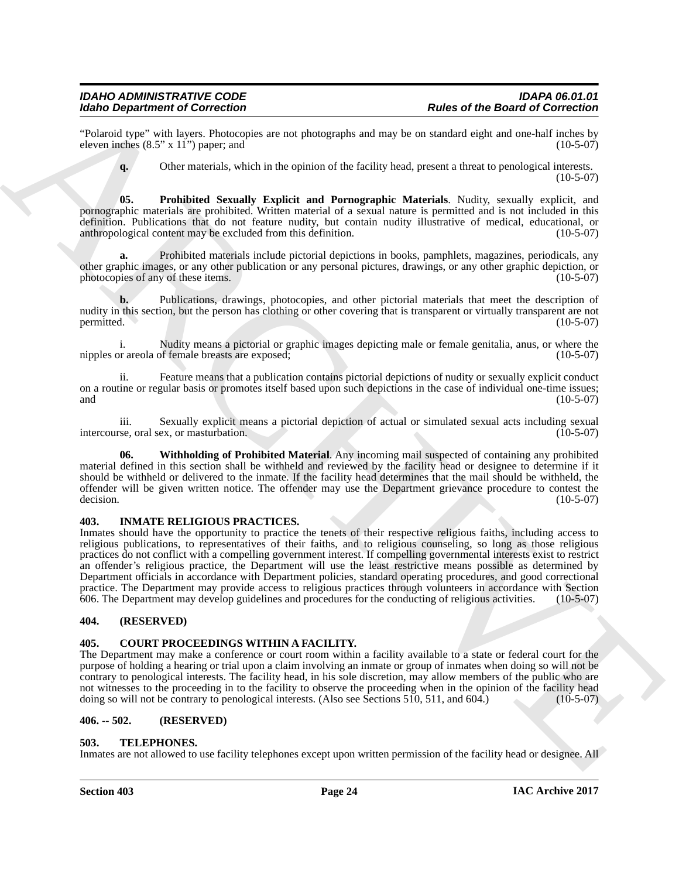"Polaroid type" with layers. Photocopies are not photographs and may be on standard eight and one-half inches by eleven inches (8.5" x 11") paper; and (10-5-07)

**q.** Other materials, which in the opinion of the facility head, present a threat to penological interests. (10-5-07)

**05. Prohibited Sexually Explicit and Pornographic Materials**. Nudity, sexually explicit, and pornographic materials are prohibited. Written material of a sexual nature is permitted and is not included in this definition. Publications that do not feature nudity, but contain nudity illustrative of medical, educational, or anthropological content may be excluded from this definition. (10-5-07)

**a.** Prohibited materials include pictorial depictions in books, pamphlets, magazines, periodicals, any other graphic images, or any other publication or any personal pictures, drawings, or any other graphic depiction, or photocopies of any of these items. (10-5-07)

**b.** Publications, drawings, photocopies, and other pictorial materials that meet the description of nudity in this section, but the person has clothing or other covering that is transparent or virtually transparent are not permitted. (10-5-07)

i. Nudity means a pictorial or graphic images depicting male or female genitalia, anus, or where the nipples or areola of female breasts are exposed; (10-5-07)

ii. Feature means that a publication contains pictorial depictions of nudity or sexually explicit conduct on a routine or regular basis or promotes itself based upon such depictions in the case of individual one-time issues; and (10-5-07)

iii. Sexually explicit means a pictorial depiction of actual or simulated sexual acts including sexual intercourse, oral sex, or masturbation. (10-5-07)

**06. Withholding of Prohibited Material**. Any incoming mail suspected of containing any prohibited material defined in this section shall be withheld and reviewed by the facility head or designee to determine if it should be withheld or delivered to the inmate. If the facility head determines that the mail should be withheld, the offender will be given written notice. The offender may use the Department grievance procedure to contest the decision. (10-5-07)

## 403. INMATE RELIGIOUS PRACTICES.

Inmates should have the opportunity to practice the tenets of their respective religious faiths, including access to religious publications, to representatives of their faiths, and to religious counseling, so long as those religious practices do not conflict with a compelling government interest. If compelling governmental interests exist to restrict an offender's religious practice, the Department will use the least restrictive means possible as determined by Department officials in accordance with Department policies, standard operating procedures, and good correctional practice. The Department may provide access to religious practices through volunteers in accordance with Section 606. The Department may develop guidelines and procedures for the conducting of religious activities. (10-5-07)

## 404. (RESERVED)

## 405. COURT PROCEEDINGS WITHIN A FACILITY.

The Department may make a conference or court room within a facility available to a state or federal court for the purpose of holding a hearing or trial upon a claim involving an inmate or group of inmates when doing so will not be contrary to penological interests. The facility head, in his sole discretion, may allow members of the public who are not witnesses to the proceeding in to the facility to observe the proceeding when in the opinion of the facility head doing so will not be contrary to penological interests. (Also see Sections 510, 511, and 604.) (10-5-07)

## 406. -- 502. (RESERVED)

## 503. TELEPHONES.

Inmates are not allowed to use facility telephones except upon written permission of the facility head or designee. All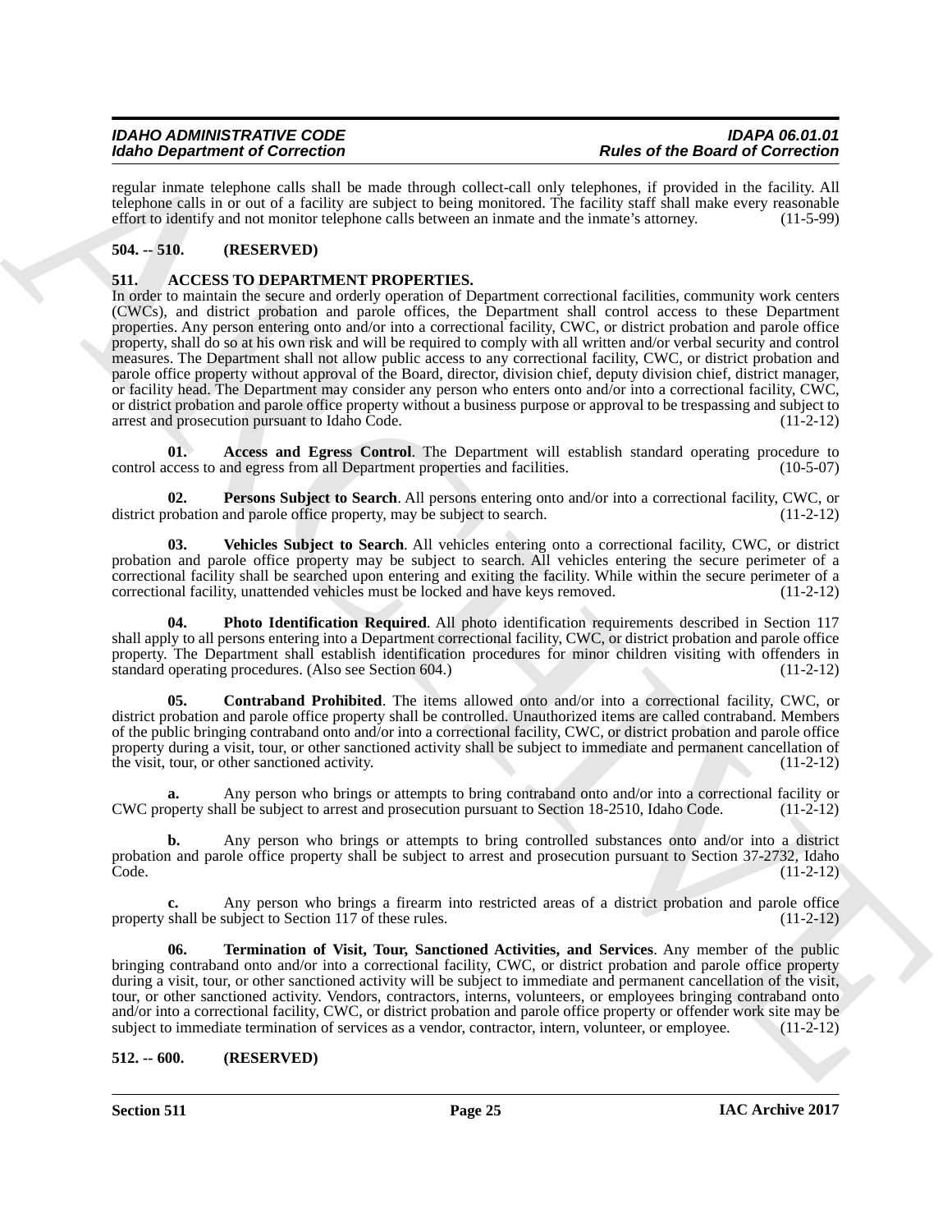regular inmate telephone calls shall be made through collect-call only telephones, if provided in the facility. All telephone calls in or out of a facility are subject to being monitored. The facility staff shall make every reasonable effort to identify and not monitor telephone calls between an inmate and the inmate's attorney. (11-5-99)

**504. -- 510. (RESERVED)**

**511. ACCESS TO DEPARTMENT PROPERTIES.**

In order to maintain the secure and orderly operation of Department correctional facilities, community work centers (CWCs), and district probation and parole offices, the Department shall control access to these Department properties. Any person entering onto and/or into a correctional facility, CWC, or district probation and parole office property, shall do so at his own risk and will be required to comply with all written and/or verbal security and control measures. The Department shall not allow public access to any correctional facility, CWC, or district probation and parole office property without approval of the Board, director, division chief, deputy division chief, district manager, or facility head. The Department may consider any person who enters onto and/or into a correctional facility, CWC, or district probation and parole office property without a business purpose or approval to be trespassing and subject to arrest and prosecution pursuant to Idaho Code. (11-2-12)

**01. Access and Egress Control**. The Department will establish standard operating procedure to control access to and egress from all Department properties and facilities. (10-5-07)

**02. Persons Subject to Search**. All persons entering onto and/or into a correctional facility, CWC, or district probation and parole office property, may be subject to search. (11-2-12)

**03. Vehicles Subject to Search**. All vehicles entering onto a correctional facility, CWC, or district probation and parole office property may be subject to search. All vehicles entering the secure perimeter of a correctional facility shall be searched upon entering and exiting the facility. While within the secure perimeter of a correctional facility, unattended vehicles must be locked and have keys removed. (11-2-12)

**04. Photo Identification Required**. All photo identification requirements described in Section 117 shall apply to all persons entering into a Department correctional facility, CWC, or district probation and parole office property. The Department shall establish identification procedures for minor children visiting with offenders in standard operating procedures. (Also see Section 604.) (11-2-12)

**05. Contraband Prohibited**. The items allowed onto and/or into a correctional facility, CWC, or district probation and parole office property shall be controlled. Unauthorized items are called contraband. Members of the public bringing contraband onto and/or into a correctional facility, CWC, or district probation and parole office property during a visit, tour, or other sanctioned activity shall be subject to immediate and permanent cancellation of the visit, tour, or other sanctioned activity. (11-2-12)

**a.** Any person who brings or attempts to bring contraband onto and/or into a correctional facility or CWC property shall be subject to arrest and prosecution pursuant to Section 18-2510, Idaho Code. (11-2-12)

**b.** Any person who brings or attempts to bring controlled substances onto and/or into a district probation and parole office property shall be subject to arrest and prosecution pursuant to Section 37-2732, Idaho Code. (11-2-12)

**c.** Any person who brings a firearm into restricted areas of a district probation and parole office property shall be subject to Section 117 of these rules. (11-2-12)

**06. Termination of Visit, Tour, Sanctioned Activities, and Services**. Any member of the public bringing contraband onto and/or into a correctional facility, CWC, or district probation and parole office property during a visit, tour, or other sanctioned activity will be subject to immediate and permanent cancellation of the visit, tour, or other sanctioned activity. Vendors, contractors, interns, volunteers, or employees bringing contraband onto and/or into a correctional facility, CWC, or district probation and parole office property or offender work site may be subject to immediate termination of services as a vendor, contractor, intern, volunteer, or employee. (11-2-12)

**512. -- 600. (RESERVED)**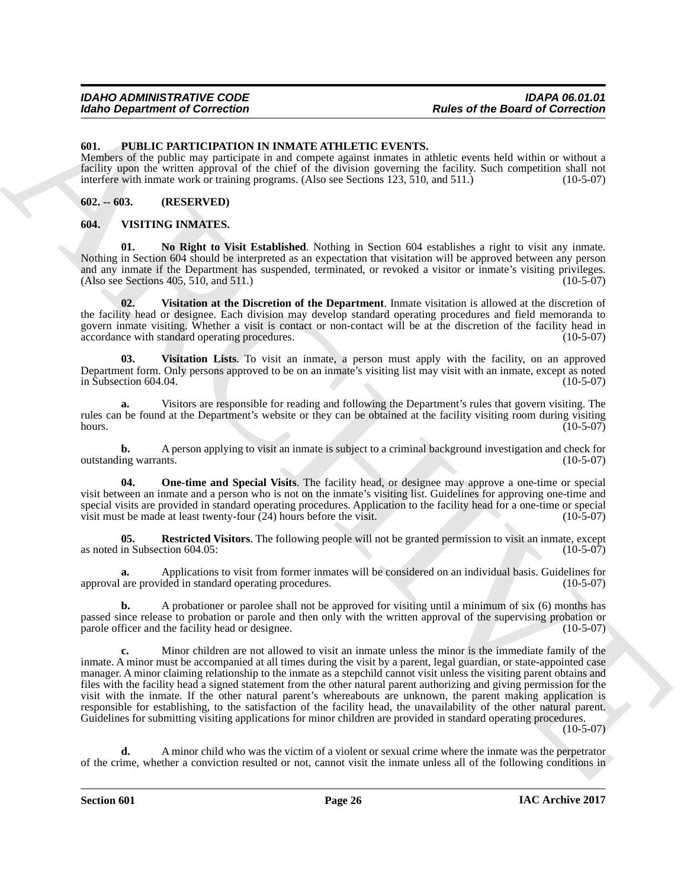### 601. PUBLIC PARTICIPATION IN INMATE ATHLETIC EVENTS.

Members of the public may participate in and compete against inmates in athletic events held within or without a facility upon the written approval of the chief of the division governing the facility. Such competition shall not interfere with inmate work or training programs. (Also see Sections 123, 510, and 511.) (10-5-07)

### 602. -- 603. (RESERVED)

### 604. VISITING INMATES.

**01. No Right to Visit Established**. Nothing in Section 604 establishes a right to visit any inmate. Nothing in Section 604 should be interpreted as an expectation that visitation will be approved between any person and any inmate if the Department has suspended, terminated, or revoked a visitor or inmate's visiting privileges. (Also see Sections 405, 510, and 511.) (10-5-07)

**02. Visitation at the Discretion of the Department**. Inmate visitation is allowed at the discretion of the facility head or designee. Each division may develop standard operating procedures and field memoranda to govern inmate visiting. Whether a visit is contact or non-contact will be at the discretion of the facility head in accordance with standard operating procedures. (10-5-07)

**03. Visitation Lists**. To visit an inmate, a person must apply with the facility, on an approved Department form. Only persons approved to be on an inmate's visiting list may visit with an inmate, except as noted in Subsection 604.04. (10-5-07)

**a.** Visitors are responsible for reading and following the Department's rules that govern visiting. The rules can be found at the Department's website or they can be obtained at the facility visiting room during visiting hours. (10-5-07)

**b.** A person applying to visit an inmate is subject to a criminal background investigation and check for outstanding warrants. (10-5-07)

**04. One-time and Special Visits**. The facility head, or designee may approve a one-time or special visit between an inmate and a person who is not on the inmate's visiting list. Guidelines for approving one-time and special visits are provided in standard operating procedures. Application to the facility head for a one-time or special visit must be made at least twenty-four (24) hours before the visit. (10-5-07)

**05. Restricted Visitors**. The following people will not be granted permission to visit an inmate, except as noted in Subsection 604.05: (10-5-07)

**a.** Applications to visit from former inmates will be considered on an individual basis. Guidelines for approval are provided in standard operating procedures. (10-5-07)

**b.** A probationer or parolee shall not be approved for visiting until a minimum of six (6) months has passed since release to probation or parole and then only with the written approval of the supervising probation or parole officer and the facility head or designee. (10-5-07)

**c.** Minor children are not allowed to visit an inmate unless the minor is the immediate family of the inmate. A minor must be accompanied at all times during the visit by a parent, legal guardian, or state-appointed case manager. A minor claiming relationship to the inmate as a stepchild cannot visit unless the visiting parent obtains and files with the facility head a signed statement from the other natural parent authorizing and giving permission for the visit with the inmate. If the other natural parent's whereabouts are unknown, the parent making application is responsible for establishing, to the satisfaction of the facility head, the unavailability of the other natural parent. Guidelines for submitting visiting applications for minor children are provided in standard operating procedures. (10-5-07)

**d.** A minor child who was the victim of a violent or sexual crime where the inmate was the perpetrator of the crime, whether a conviction resulted or not, cannot visit the inmate unless all of the following conditions in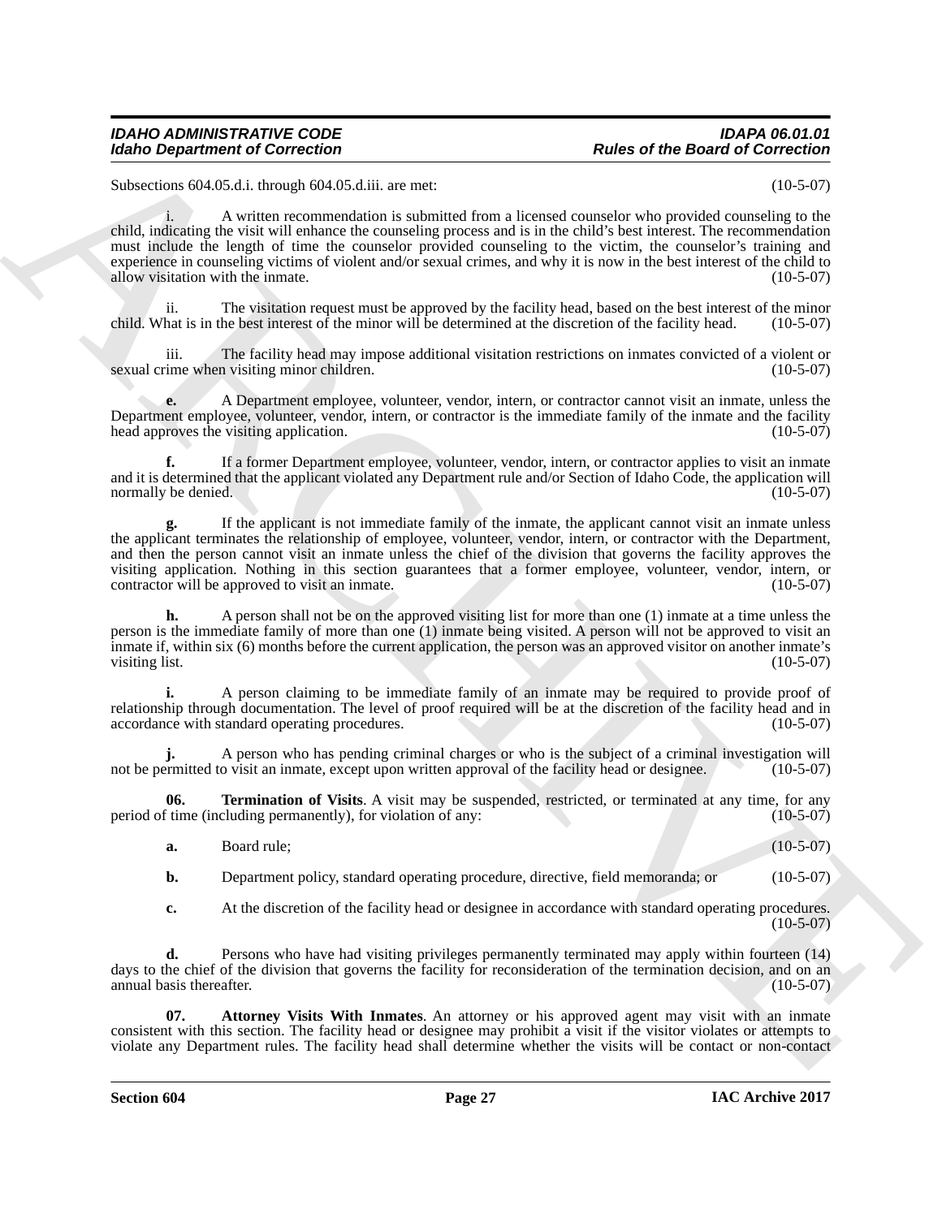Subsections 604.05.d.i. through 604.05.d.iii. are met: (10-5-07)

i. A written recommendation is submitted from a licensed counselor who provided counseling to the child, indicating the visit will enhance the counseling process and is in the child's best interest. The recommendation must include the length of time the counselor provided counseling to the victim, the counselor's training and experience in counseling victims of violent and/or sexual crimes, and why it is now in the best interest of the child to allow visitation with the inmate. (10-5-07)

ii. The visitation request must be approved by the facility head, based on the best interest of the minor child. What is in the best interest of the minor will be determined at the discretion of the facility head. (10-5-07)

iii. The facility head may impose additional visitation restrictions on inmates convicted of a violent or sexual crime when visiting minor children. (10-5-07)

**e.** A Department employee, volunteer, vendor, intern, or contractor cannot visit an inmate, unless the Department employee, volunteer, vendor, intern, or contractor is the immediate family of the inmate and the facility head approves the visiting application. (10-5-07)

**f.** If a former Department employee, volunteer, vendor, intern, or contractor applies to visit an inmate and it is determined that the applicant violated any Department rule and/or Section of Idaho Code, the application will normally be denied. (10-5-07)

**g.** If the applicant is not immediate family of the inmate, the applicant cannot visit an inmate unless the applicant terminates the relationship of employee, volunteer, vendor, intern, or contractor with the Department, and then the person cannot visit an inmate unless the chief of the division that governs the facility approves the visiting application. Nothing in this section guarantees that a former employee, volunteer, vendor, intern, or contractor will be approved to visit an inmate. (10-5-07)

**h.** A person shall not be on the approved visiting list for more than one (1) inmate at a time unless the person is the immediate family of more than one (1) inmate being visited. A person will not be approved to visit an inmate if, within six (6) months before the current application, the person was an approved visitor on another inmate's visiting list. (10-5-07)

**i.** A person claiming to be immediate family of an inmate may be required to provide proof of relationship through documentation. The level of proof required will be at the discretion of the facility head and in accordance with standard operating procedures. (10-5-07)

**j.** A person who has pending criminal charges or who is the subject of a criminal investigation will not be permitted to visit an inmate, except upon written approval of the facility head or designee. (10-5-07)

**06. Termination of Visits**. A visit may be suspended, restricted, or terminated at any time, for any period of time (including permanently), for violation of any: (10-5-07)

**a.** Board rule; (10-5-07)

**b.** Department policy, standard operating procedure, directive, field memoranda; or (10-5-07)

**c.** At the discretion of the facility head or designee in accordance with standard operating procedures. (10-5-07)

**d.** Persons who have had visiting privileges permanently terminated may apply within fourteen (14) days to the chief of the division that governs the facility for reconsideration of the termination decision, and on an annual basis thereafter. (10-5-07)

**07. Attorney Visits With Inmates**. An attorney or his approved agent may visit with an inmate consistent with this section. The facility head or designee may prohibit a visit if the visitor violates or attempts to violate any Department rules. The facility head shall determine whether the visits will be contact or non-contact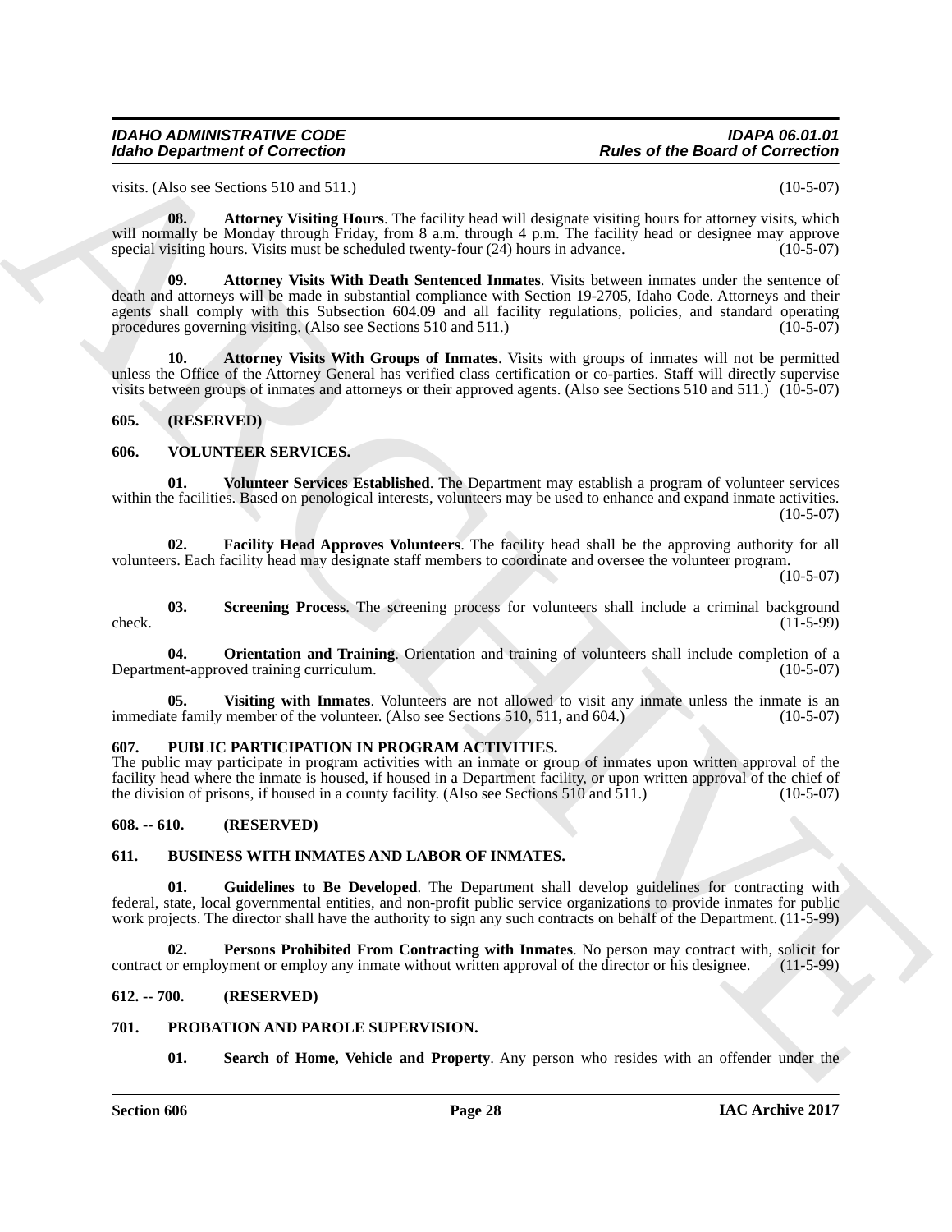visits. (Also see Sections 510 and 511.) (10-5-07)

**08. Attorney Visiting Hours**. The facility head will designate visiting hours for attorney visits, which will normally be Monday through Friday, from 8 a.m. through 4 p.m. The facility head or designee may approve special visiting hours. Visits must be scheduled twenty-four (24) hours in advance. (10-5-07)

**09. Attorney Visits With Death Sentenced Inmates**. Visits between inmates under the sentence of death and attorneys will be made in substantial compliance with Section 19-2705, Idaho Code. Attorneys and their agents shall comply with this Subsection 604.09 and all facility regulations, policies, and standard operating procedures governing visiting. (Also see Sections 510 and 511.) (10-5-07)

**10. Attorney Visits With Groups of Inmates**. Visits with groups of inmates will not be permitted unless the Office of the Attorney General has verified class certification or co-parties. Staff will directly supervise visits between groups of inmates and attorneys or their approved agents. (Also see Sections 510 and 511.) (10-5-07)

## 605. (RESERVED)

## 606. VOLUNTEER SERVICES.

**01. Volunteer Services Established**. The Department may establish a program of volunteer services within the facilities. Based on penological interests, volunteers may be used to enhance and expand inmate activities. (10-5-07)

**02. Facility Head Approves Volunteers**. The facility head shall be the approving authority for all volunteers. Each facility head may designate staff members to coordinate and oversee the volunteer program. (10-5-07)

**03. Screening Process**. The screening process for volunteers shall include a criminal background check. (11-5-99)

**04. Orientation and Training**. Orientation and training of volunteers shall include completion of a Department-approved training curriculum. (10-5-07)

**05. Visiting with Inmates**. Volunteers are not allowed to visit any inmate unless the inmate is an immediate family member of the volunteer. (Also see Sections 510, 511, and 604.) (10-5-07)

## 607. PUBLIC PARTICIPATION IN PROGRAM ACTIVITIES.

The public may participate in program activities with an inmate or group of inmates upon written approval of the facility head where the inmate is housed, if housed in a Department facility, or upon written approval of the chief of the division of prisons, if housed in a county facility. (Also see Sections 510 and 511.) (10-5-07)

## 608. -- 610. (RESERVED)

## 611. BUSINESS WITH INMATES AND LABOR OF INMATES.

**01. Guidelines to Be Developed**. The Department shall develop guidelines for contracting with federal, state, local governmental entities, and non-profit public service organizations to provide inmates for public work projects. The director shall have the authority to sign any such contracts on behalf of the Department. (11-5-99)

**02. Persons Prohibited From Contracting with Inmates**. No person may contract with, solicit for contract or employment or employ any inmate without written approval of the director or his designee. (11-5-99)

## 612. -- 700. (RESERVED)

## 701. PROBATION AND PAROLE SUPERVISION.

**01. Search of Home, Vehicle and Property**. Any person who resides with an offender under the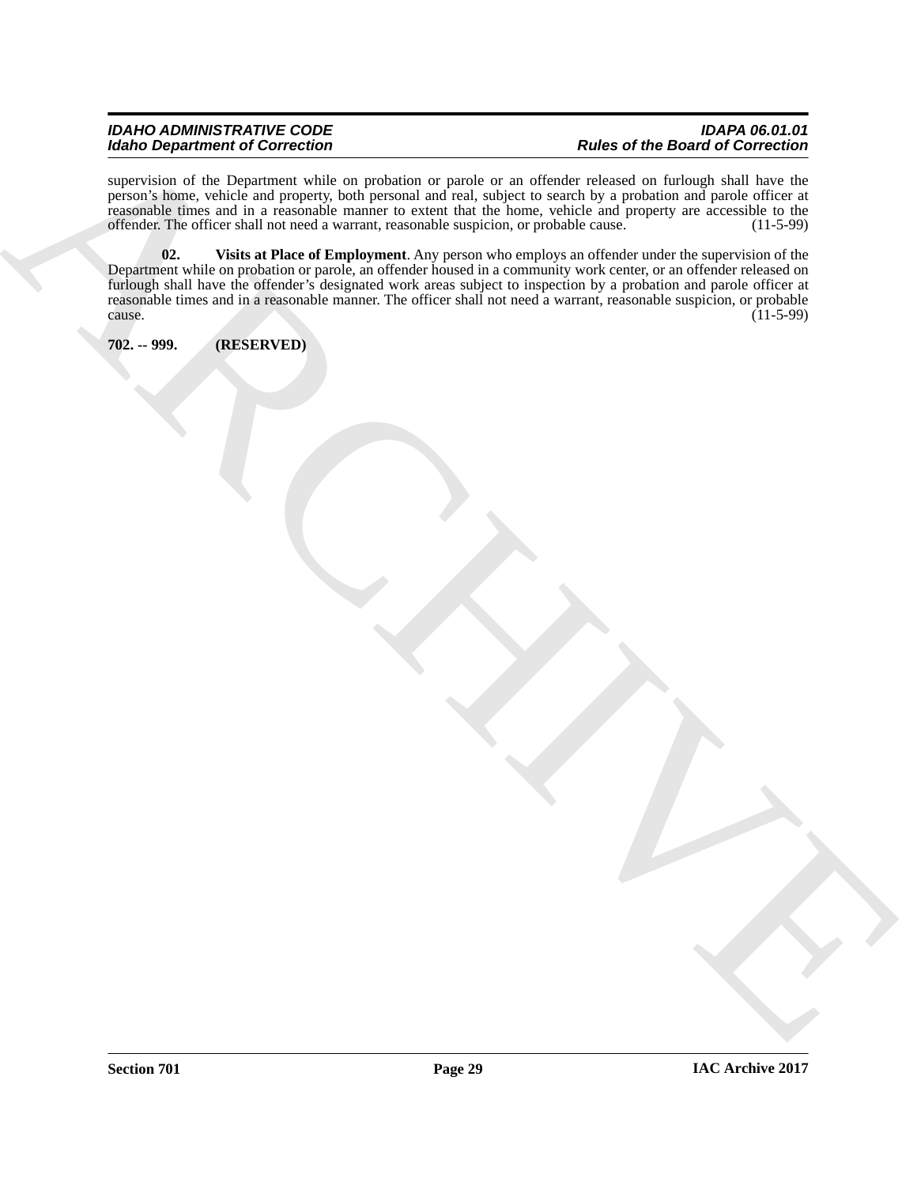supervision of the Department while on probation or parole or an offender released on furlough shall have the person's home, vehicle and property, both personal and real, subject to search by a probation and parole officer at reasonable times and in a reasonable manner to extent that the home, vehicle and property are accessible to the offender. The officer shall not need a warrant, reasonable suspicion, or probable cause. (11-5-99)

**02. Visits at Place of Employment**. Any person who employs an offender under the supervision of the Department while on probation or parole, an offender housed in a community work center, or an offender released on furlough shall have the offender's designated work areas subject to inspection by a probation and parole officer at reasonable times and in a reasonable manner. The officer shall not need a warrant, reasonable suspicion, or probable cause. (11-5-99)

**702. -- 999. (RESERVED)**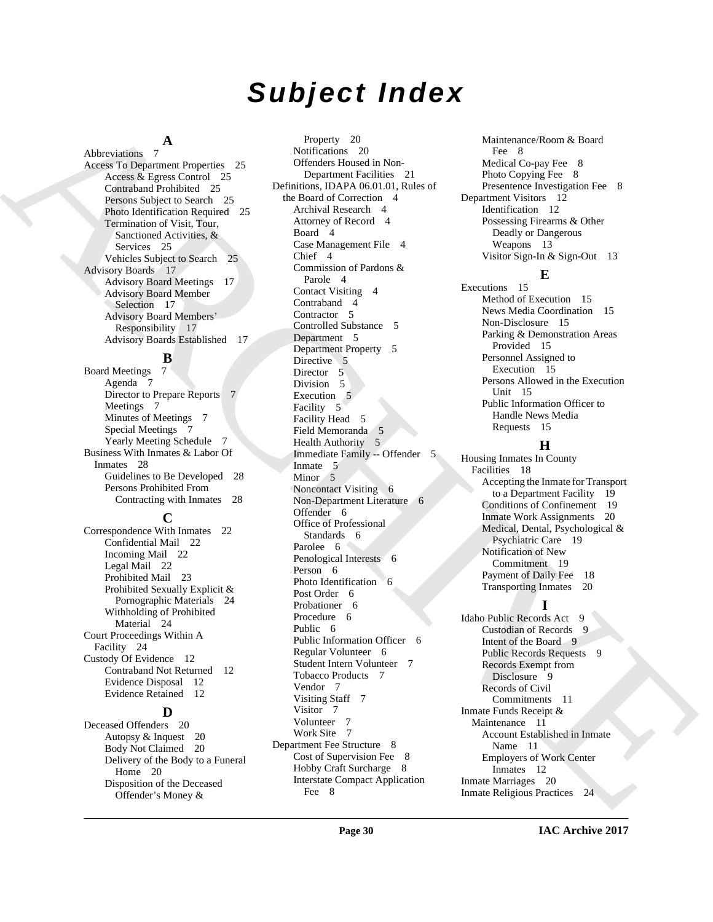# Subject Index

## A

Abbreviations 7
Access To Department Properties 25
- Access & Egress Control 25
- Contraband Prohibited 25
- Persons Subject to Search 25
- Photo Identification Required 25
- Termination of Visit, Tour, Sanctioned Activities, & Services 25
- Vehicles Subject to Search 25

Advisory Boards 17
- Advisory Board Meetings 17
- Advisory Board Member Selection 17
- Advisory Board Members' Responsibility 17
- Advisory Boards Established 17

## B

Board Meetings 7
- Agenda 7
- Director to Prepare Reports 7
- Meetings 7
- Minutes of Meetings 7
- Special Meetings 7
- Yearly Meeting Schedule 7

Business With Inmates & Labor Of Inmates 28
- Guidelines to Be Developed 28
- Persons Prohibited From Contracting with Inmates 28

## C

Correspondence With Inmates 22
- Confidential Mail 22
- Incoming Mail 22
- Legal Mail 22
- Prohibited Mail 23
- Prohibited Sexually Explicit & Pornographic Materials 24
- Withholding of Prohibited Material 24

Court Proceedings Within A Facility 24
Custody Of Evidence 12
- Contraband Not Returned 12
- Evidence Disposal 12
- Evidence Retained 12

## D

Deceased Offenders 20
- Autopsy & Inquest 20
- Body Not Claimed 20
- Delivery of the Body to a Funeral Home 20
- Disposition of the Deceased Offender's Money & Property 20
- Notifications 20
- Offenders Housed in Non-Department Facilities 21

Definitions, IDAPA 06.01.01, Rules of the Board of Correction 4
- Archival Research 4
- Attorney of Record 4
- Board 4
- Case Management File 4
- Chief 4
- Commission of Pardons & Parole 4
- Contact Visiting 4
- Contraband 4
- Contractor 5
- Controlled Substance 5
- Department 5
- Department Property 5
- Directive 5
- Director 5
- Division 5
- Execution 5
- Facility 5
- Facility Head 5
- Field Memoranda 5
- Health Authority 5
- Immediate Family -- Offender 5
- Inmate 5
- Minor 5
- Noncontact Visiting 6
- Non-Department Literature 6
- Offender 6
- Office of Professional Standards 6
- Parolee 6
- Penological Interests 6
- Person 6
- Photo Identification 6
- Post Order 6
- Probationer 6
- Procedure 6
- Public 6
- Public Information Officer 6
- Regular Volunteer 6
- Student Intern Volunteer 7
- Tobacco Products 7
- Vendor 7
- Visiting Staff 7
- Visitor 7
- Volunteer 7
- Work Site 7

Department Fee Structure 8
- Cost of Supervision Fee 8
- Hobby Craft Surcharge 8
- Interstate Compact Application Fee 8
- Maintenance/Room & Board Fee 8
- Medical Co-pay Fee 8
- Photo Copying Fee 8
- Presentence Investigation Fee 8

Department Visitors 12
- Identification 12
- Possessing Firearms & Other Deadly or Dangerous Weapons 13
- Visitor Sign-In & Sign-Out 13

## E

Executions 15
- Method of Execution 15
- News Media Coordination 15
- Non-Disclosure 15
- Parking & Demonstration Areas Provided 15
- Personnel Assigned to Execution 15
- Persons Allowed in the Execution Unit 15
- Public Information Officer to Handle News Media Requests 15

## H

Housing Inmates In County Facilities 18
- Accepting the Inmate for Transport to a Department Facility 19
- Conditions of Confinement 19
- Inmate Work Assignments 20
- Medical, Dental, Psychological & Psychiatric Care 19
- Notification of New Commitment 19
- Payment of Daily Fee 18
- Transporting Inmates 20

## I

Idaho Public Records Act 9
- Custodian of Records 9
- Intent of the Board 9
- Public Records Requests 9
- Records Exempt from Disclosure 9
- Records of Civil Commitments 11

Inmate Funds Receipt & Maintenance 11
- Account Established in Inmate Name 11
- Employers of Work Center Inmates 12

Inmate Marriages 20
Inmate Religious Practices 24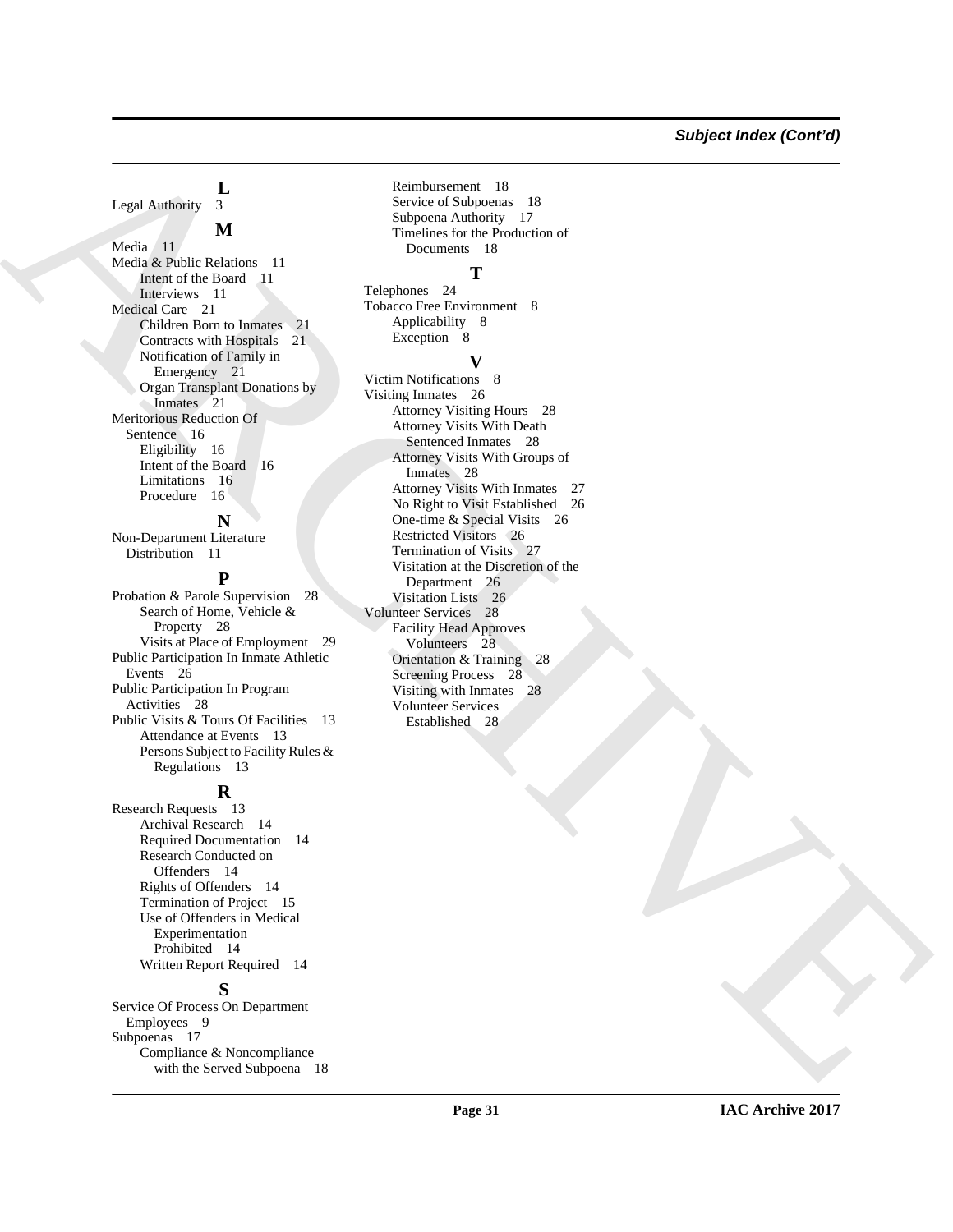## Subject Index (Cont'd)

### L

Legal Authority 3

### M

Media 11
Media & Public Relations 11
- Intent of the Board 11
- Interviews 11

Medical Care 21
- Children Born to Inmates 21
- Contracts with Hospitals 21
- Notification of Family in Emergency 21
- Organ Transplant Donations by Inmates 21

Meritorious Reduction Of Sentence 16
- Eligibility 16
- Intent of the Board 16
- Limitations 16
- Procedure 16

### N

Non-Department Literature Distribution 11

### P

Probation & Parole Supervision 28
- Search of Home, Vehicle & Property 28
- Visits at Place of Employment 29

Public Participation In Inmate Athletic Events 26
Public Participation In Program Activities 28
Public Visits & Tours Of Facilities 13
- Attendance at Events 13
- Persons Subject to Facility Rules & Regulations 13

### R

Research Requests 13
- Archival Research 14
- Required Documentation 14
- Research Conducted on Offenders 14
- Rights of Offenders 14
- Termination of Project 15
- Use of Offenders in Medical Experimentation Prohibited 14
- Written Report Required 14

### S

Service Of Process On Department Employees 9
Subpoenas 17
- Compliance & Noncompliance with the Served Subpoena 18
- Reimbursement 18
- Service of Subpoenas 18
- Subpoena Authority 17
- Timelines for the Production of Documents 18

### T

Telephones 24
Tobacco Free Environment 8
- Applicability 8
- Exception 8

### V

Victim Notifications 8
Visiting Inmates 26
- Attorney Visiting Hours 28
- Attorney Visits With Death Sentenced Inmates 28
- Attorney Visits With Groups of Inmates 28
- Attorney Visits With Inmates 27
- No Right to Visit Established 26
- One-time & Special Visits 26
- Restricted Visitors 26
- Termination of Visits 27
- Visitation at the Discretion of the Department 26
- Visitation Lists 26

Volunteer Services 28
- Facility Head Approves Volunteers 28
- Orientation & Training 28
- Screening Process 28
- Visiting with Inmates 28
- Volunteer Services Established 28